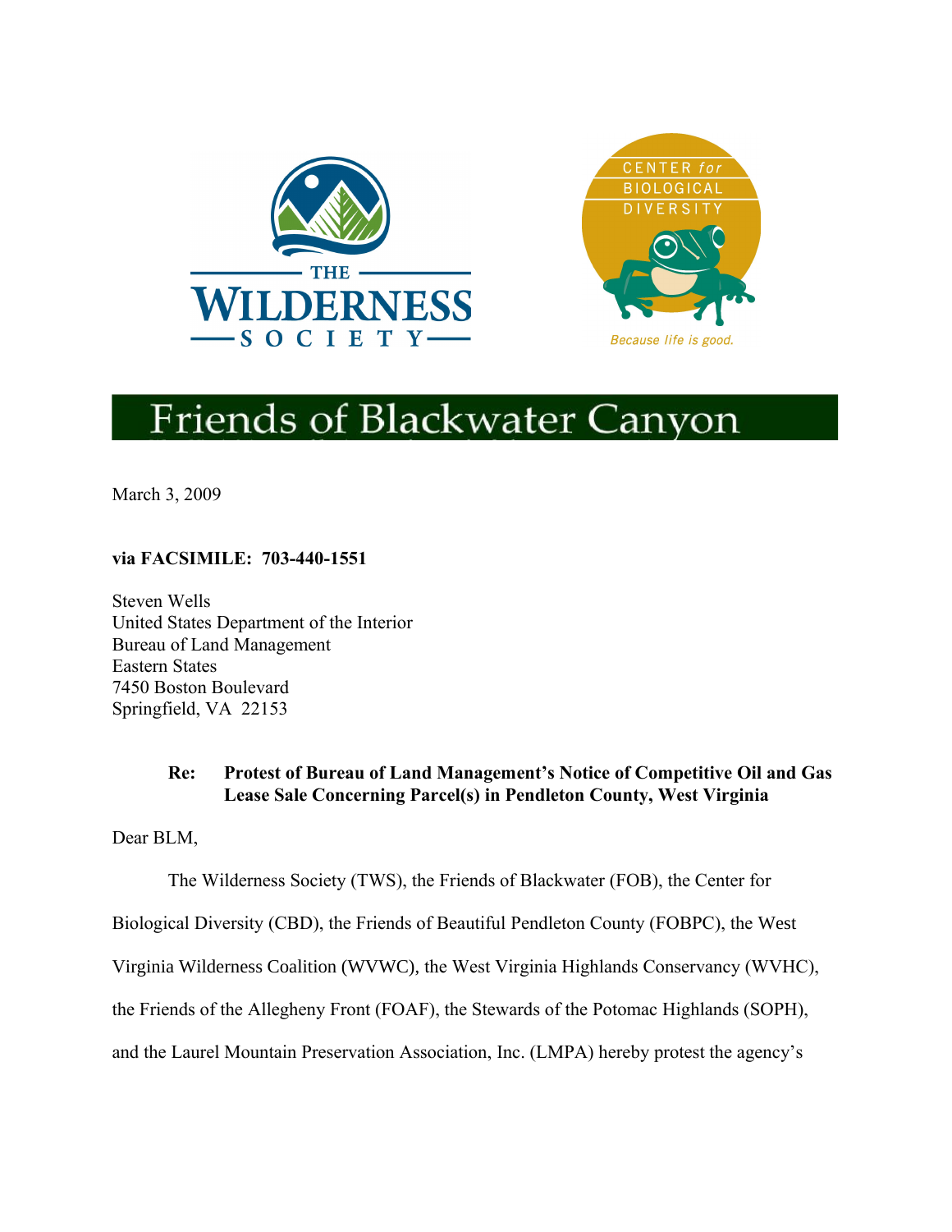THE WILDERNESS SOCIETY

CENTER for BIOLOGICAL DIVERSITY

Because life is good.

Friends of Blackwater Canyon

March 3, 2009

**via FACSIMILE: 703-440-1551**

Steven Wells
United States Department of the Interior
Bureau of Land Management
Eastern States
7450 Boston Boulevard
Springfield, VA 22153

**Re: Protest of Bureau of Land Management's Notice of Competitive Oil and Gas Lease Sale Concerning Parcel(s) in Pendleton County, West Virginia**

Dear BLM,

The Wilderness Society (TWS), the Friends of Blackwater (FOB), the Center for Biological Diversity (CBD), the Friends of Beautiful Pendleton County (FOBPC), the West Virginia Wilderness Coalition (WVWC), the West Virginia Highlands Conservancy (WVHC), the Friends of the Allegheny Front (FOAF), the Stewards of the Potomac Highlands (SOPH), and the Laurel Mountain Preservation Association, Inc. (LMPA) hereby protest the agency's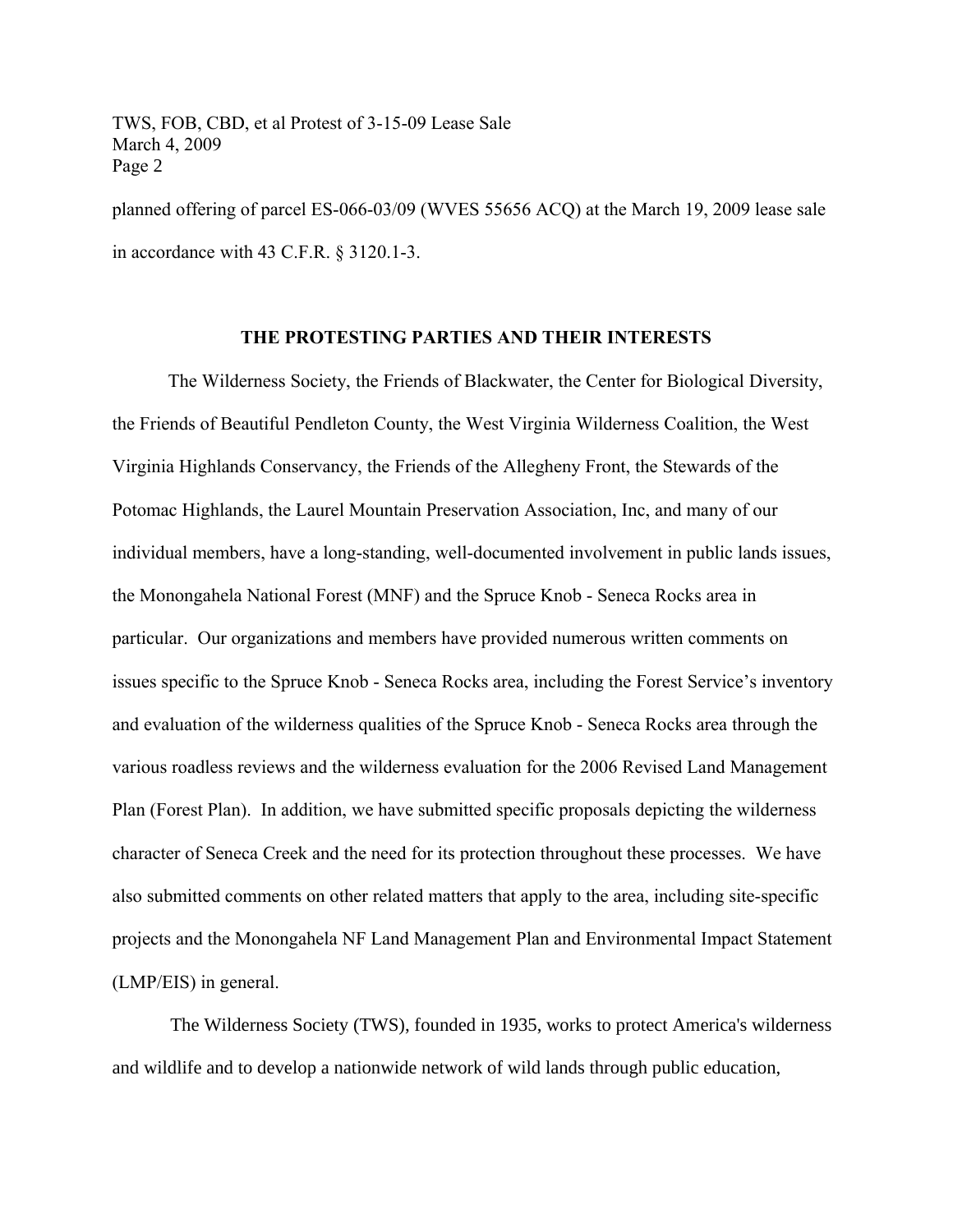planned offering of parcel ES-066-03/09 (WVES 55656 ACQ) at the March 19, 2009 lease sale in accordance with 43 C.F.R. § 3120.1-3.

## THE PROTESTING PARTIES AND THEIR INTERESTS

The Wilderness Society, the Friends of Blackwater, the Center for Biological Diversity, the Friends of Beautiful Pendleton County, the West Virginia Wilderness Coalition, the West Virginia Highlands Conservancy, the Friends of the Allegheny Front, the Stewards of the Potomac Highlands, the Laurel Mountain Preservation Association, Inc, and many of our individual members, have a long-standing, well-documented involvement in public lands issues, the Monongahela National Forest (MNF) and the Spruce Knob - Seneca Rocks area in particular. Our organizations and members have provided numerous written comments on issues specific to the Spruce Knob - Seneca Rocks area, including the Forest Service's inventory and evaluation of the wilderness qualities of the Spruce Knob - Seneca Rocks area through the various roadless reviews and the wilderness evaluation for the 2006 Revised Land Management Plan (Forest Plan). In addition, we have submitted specific proposals depicting the wilderness character of Seneca Creek and the need for its protection throughout these processes. We have also submitted comments on other related matters that apply to the area, including site-specific projects and the Monongahela NF Land Management Plan and Environmental Impact Statement (LMP/EIS) in general.

The Wilderness Society (TWS), founded in 1935, works to protect America's wilderness and wildlife and to develop a nationwide network of wild lands through public education,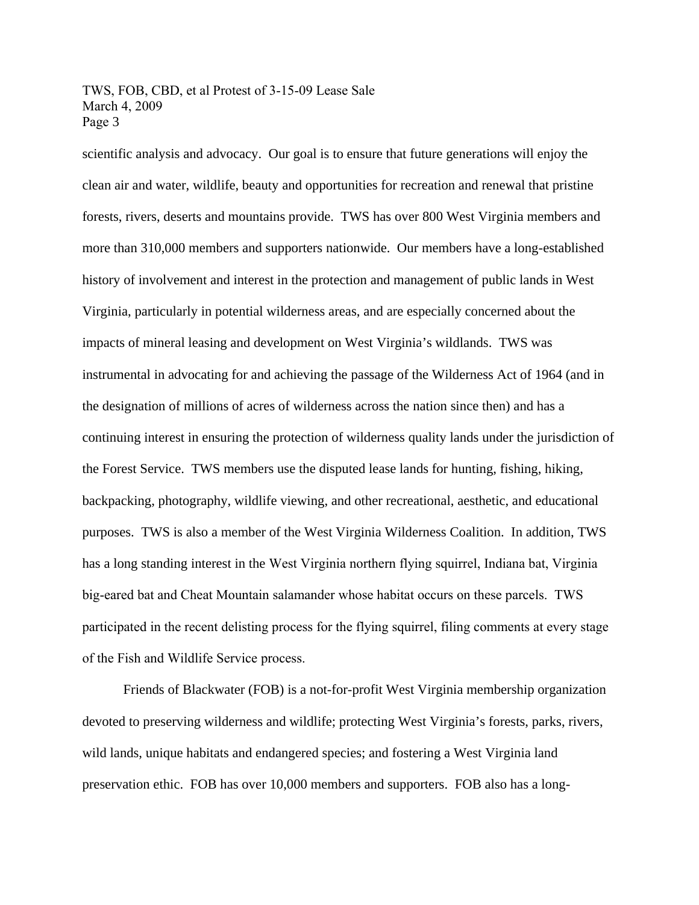scientific analysis and advocacy. Our goal is to ensure that future generations will enjoy the clean air and water, wildlife, beauty and opportunities for recreation and renewal that pristine forests, rivers, deserts and mountains provide. TWS has over 800 West Virginia members and more than 310,000 members and supporters nationwide. Our members have a long-established history of involvement and interest in the protection and management of public lands in West Virginia, particularly in potential wilderness areas, and are especially concerned about the impacts of mineral leasing and development on West Virginia's wildlands. TWS was instrumental in advocating for and achieving the passage of the Wilderness Act of 1964 (and in the designation of millions of acres of wilderness across the nation since then) and has a continuing interest in ensuring the protection of wilderness quality lands under the jurisdiction of the Forest Service. TWS members use the disputed lease lands for hunting, fishing, hiking, backpacking, photography, wildlife viewing, and other recreational, aesthetic, and educational purposes. TWS is also a member of the West Virginia Wilderness Coalition. In addition, TWS has a long standing interest in the West Virginia northern flying squirrel, Indiana bat, Virginia big-eared bat and Cheat Mountain salamander whose habitat occurs on these parcels. TWS participated in the recent delisting process for the flying squirrel, filing comments at every stage of the Fish and Wildlife Service process.

Friends of Blackwater (FOB) is a not-for-profit West Virginia membership organization devoted to preserving wilderness and wildlife; protecting West Virginia's forests, parks, rivers, wild lands, unique habitats and endangered species; and fostering a West Virginia land preservation ethic. FOB has over 10,000 members and supporters. FOB also has a long-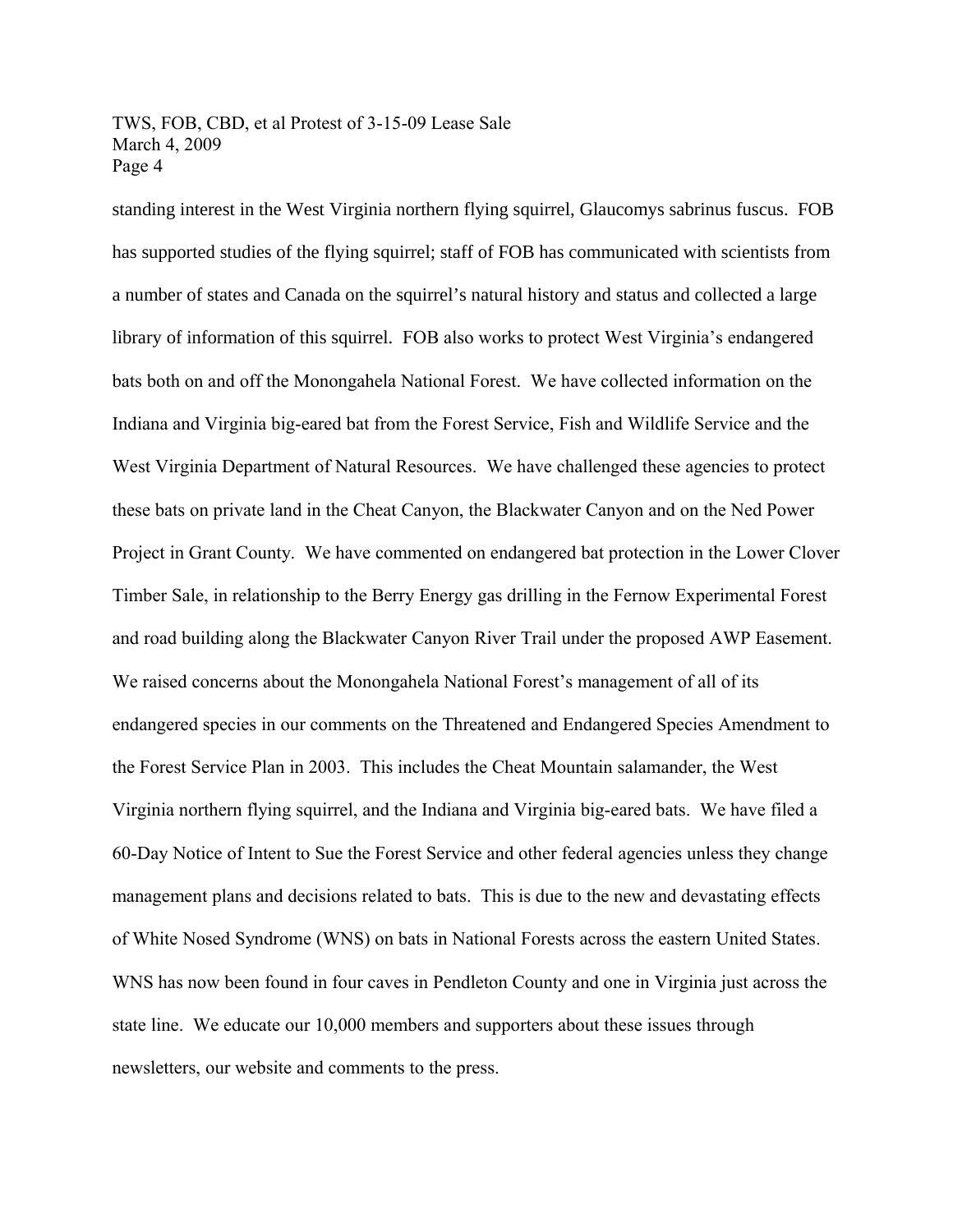standing interest in the West Virginia northern flying squirrel, Glaucomys sabrinus fuscus. FOB has supported studies of the flying squirrel; staff of FOB has communicated with scientists from a number of states and Canada on the squirrel's natural history and status and collected a large library of information of this squirrel. FOB also works to protect West Virginia's endangered bats both on and off the Monongahela National Forest. We have collected information on the Indiana and Virginia big-eared bat from the Forest Service, Fish and Wildlife Service and the West Virginia Department of Natural Resources. We have challenged these agencies to protect these bats on private land in the Cheat Canyon, the Blackwater Canyon and on the Ned Power Project in Grant County. We have commented on endangered bat protection in the Lower Clover Timber Sale, in relationship to the Berry Energy gas drilling in the Fernow Experimental Forest and road building along the Blackwater Canyon River Trail under the proposed AWP Easement. We raised concerns about the Monongahela National Forest's management of all of its endangered species in our comments on the Threatened and Endangered Species Amendment to the Forest Service Plan in 2003. This includes the Cheat Mountain salamander, the West Virginia northern flying squirrel, and the Indiana and Virginia big-eared bats. We have filed a 60-Day Notice of Intent to Sue the Forest Service and other federal agencies unless they change management plans and decisions related to bats. This is due to the new and devastating effects of White Nosed Syndrome (WNS) on bats in National Forests across the eastern United States. WNS has now been found in four caves in Pendleton County and one in Virginia just across the state line. We educate our 10,000 members and supporters about these issues through newsletters, our website and comments to the press.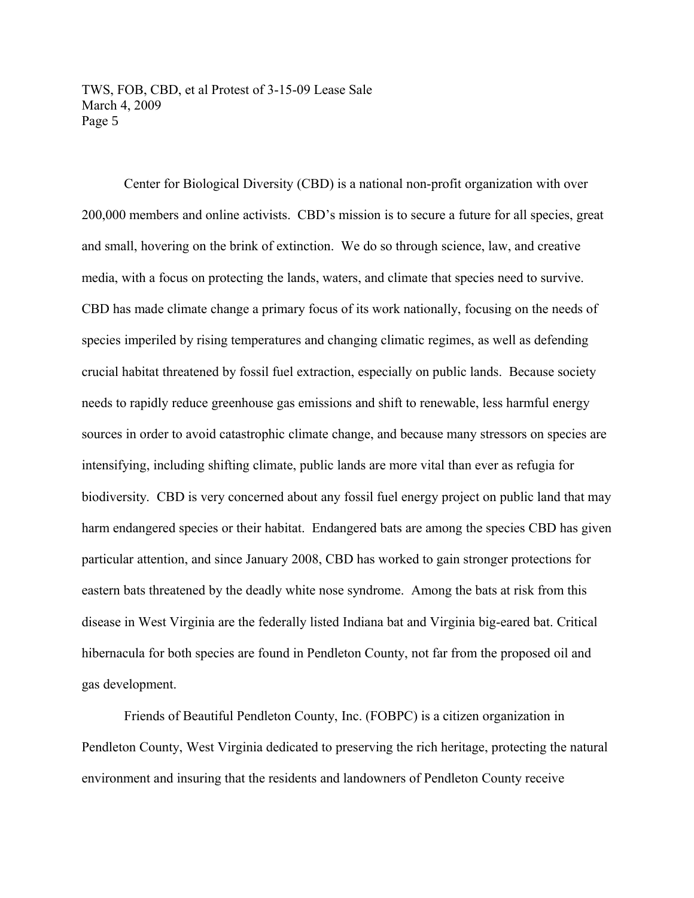Center for Biological Diversity (CBD) is a national non-profit organization with over 200,000 members and online activists. CBD's mission is to secure a future for all species, great and small, hovering on the brink of extinction. We do so through science, law, and creative media, with a focus on protecting the lands, waters, and climate that species need to survive. CBD has made climate change a primary focus of its work nationally, focusing on the needs of species imperiled by rising temperatures and changing climatic regimes, as well as defending crucial habitat threatened by fossil fuel extraction, especially on public lands. Because society needs to rapidly reduce greenhouse gas emissions and shift to renewable, less harmful energy sources in order to avoid catastrophic climate change, and because many stressors on species are intensifying, including shifting climate, public lands are more vital than ever as refugia for biodiversity. CBD is very concerned about any fossil fuel energy project on public land that may harm endangered species or their habitat. Endangered bats are among the species CBD has given particular attention, and since January 2008, CBD has worked to gain stronger protections for eastern bats threatened by the deadly white nose syndrome. Among the bats at risk from this disease in West Virginia are the federally listed Indiana bat and Virginia big-eared bat. Critical hibernacula for both species are found in Pendleton County, not far from the proposed oil and gas development.

Friends of Beautiful Pendleton County, Inc. (FOBPC) is a citizen organization in Pendleton County, West Virginia dedicated to preserving the rich heritage, protecting the natural environment and insuring that the residents and landowners of Pendleton County receive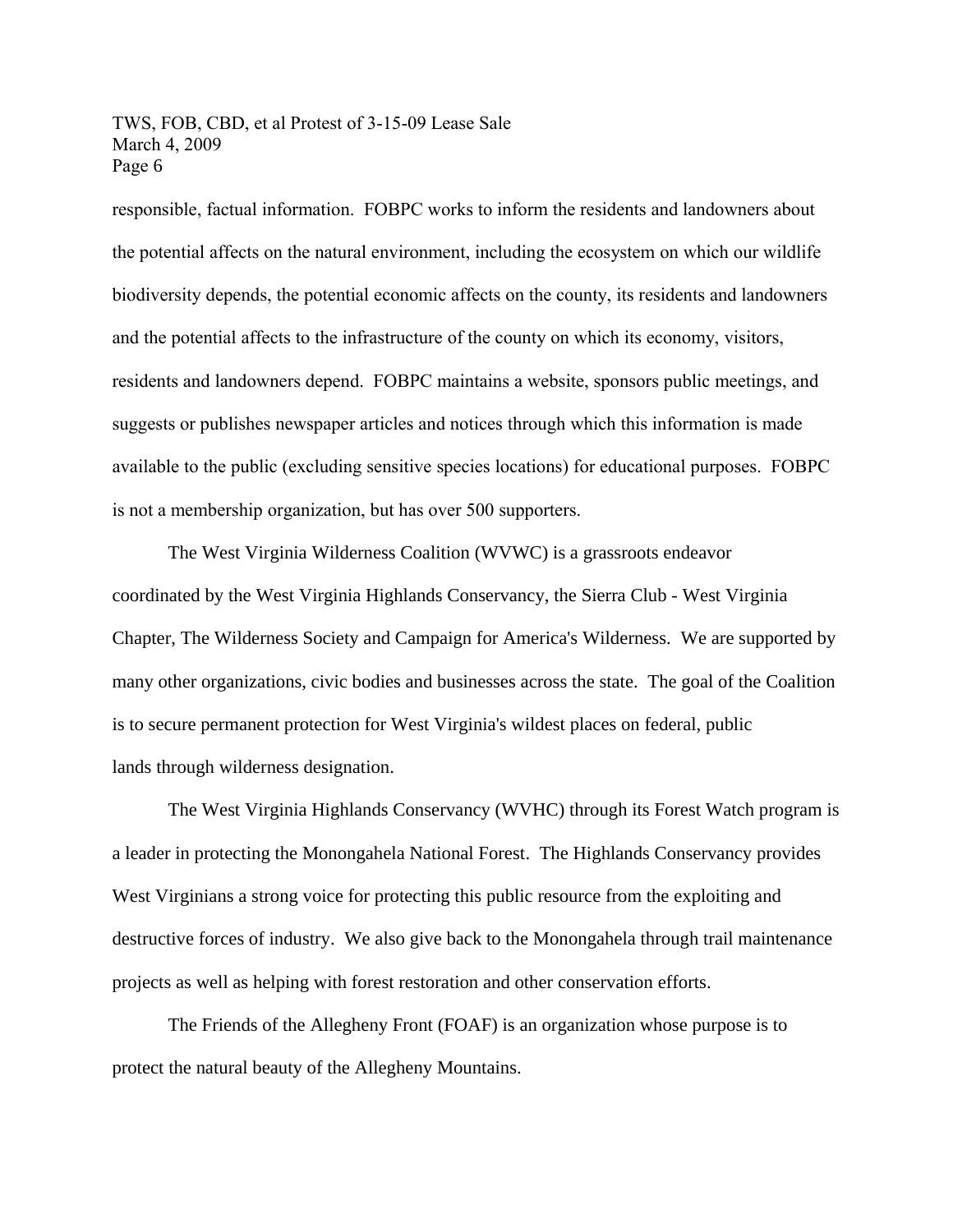responsible, factual information. FOBPC works to inform the residents and landowners about the potential affects on the natural environment, including the ecosystem on which our wildlife biodiversity depends, the potential economic affects on the county, its residents and landowners and the potential affects to the infrastructure of the county on which its economy, visitors, residents and landowners depend. FOBPC maintains a website, sponsors public meetings, and suggests or publishes newspaper articles and notices through which this information is made available to the public (excluding sensitive species locations) for educational purposes. FOBPC is not a membership organization, but has over 500 supporters.

The West Virginia Wilderness Coalition (WVWC) is a grassroots endeavor coordinated by the West Virginia Highlands Conservancy, the Sierra Club - West Virginia Chapter, The Wilderness Society and Campaign for America's Wilderness. We are supported by many other organizations, civic bodies and businesses across the state. The goal of the Coalition is to secure permanent protection for West Virginia's wildest places on federal, public lands through wilderness designation.

The West Virginia Highlands Conservancy (WVHC) through its Forest Watch program is a leader in protecting the Monongahela National Forest. The Highlands Conservancy provides West Virginians a strong voice for protecting this public resource from the exploiting and destructive forces of industry. We also give back to the Monongahela through trail maintenance projects as well as helping with forest restoration and other conservation efforts.

The Friends of the Allegheny Front (FOAF) is an organization whose purpose is to protect the natural beauty of the Allegheny Mountains.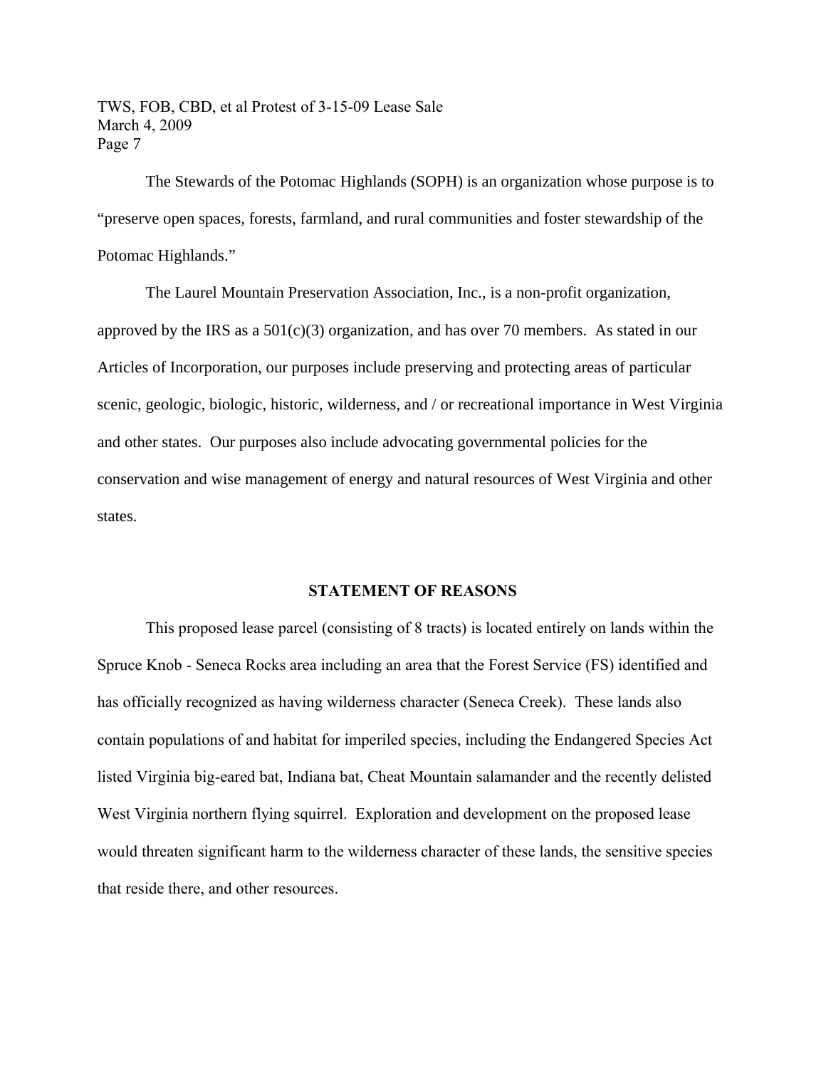The Stewards of the Potomac Highlands (SOPH) is an organization whose purpose is to "preserve open spaces, forests, farmland, and rural communities and foster stewardship of the Potomac Highlands."

The Laurel Mountain Preservation Association, Inc., is a non-profit organization, approved by the IRS as a 501(c)(3) organization, and has over 70 members. As stated in our Articles of Incorporation, our purposes include preserving and protecting areas of particular scenic, geologic, biologic, historic, wilderness, and / or recreational importance in West Virginia and other states. Our purposes also include advocating governmental policies for the conservation and wise management of energy and natural resources of West Virginia and other states.

## STATEMENT OF REASONS

This proposed lease parcel (consisting of 8 tracts) is located entirely on lands within the Spruce Knob - Seneca Rocks area including an area that the Forest Service (FS) identified and has officially recognized as having wilderness character (Seneca Creek). These lands also contain populations of and habitat for imperiled species, including the Endangered Species Act listed Virginia big-eared bat, Indiana bat, Cheat Mountain salamander and the recently delisted West Virginia northern flying squirrel. Exploration and development on the proposed lease would threaten significant harm to the wilderness character of these lands, the sensitive species that reside there, and other resources.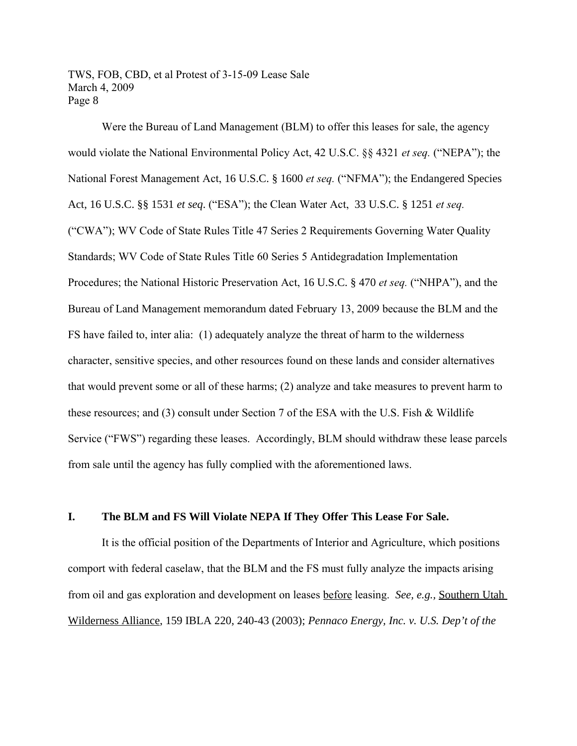Were the Bureau of Land Management (BLM) to offer this leases for sale, the agency would violate the National Environmental Policy Act, 42 U.S.C. §§ 4321 *et seq.* ("NEPA"); the National Forest Management Act, 16 U.S.C. § 1600 *et seq.* ("NFMA"); the Endangered Species Act, 16 U.S.C. §§ 1531 *et seq.* ("ESA"); the Clean Water Act, 33 U.S.C. § 1251 *et seq.* ("CWA"); WV Code of State Rules Title 47 Series 2 Requirements Governing Water Quality Standards; WV Code of State Rules Title 60 Series 5 Antidegradation Implementation Procedures; the National Historic Preservation Act, 16 U.S.C. § 470 *et seq.* ("NHPA"), and the Bureau of Land Management memorandum dated February 13, 2009 because the BLM and the FS have failed to, inter alia: (1) adequately analyze the threat of harm to the wilderness character, sensitive species, and other resources found on these lands and consider alternatives that would prevent some or all of these harms; (2) analyze and take measures to prevent harm to these resources; and (3) consult under Section 7 of the ESA with the U.S. Fish & Wildlife Service ("FWS") regarding these leases. Accordingly, BLM should withdraw these lease parcels from sale until the agency has fully complied with the aforementioned laws.

## I. The BLM and FS Will Violate NEPA If They Offer This Lease For Sale.

It is the official position of the Departments of Interior and Agriculture, which positions comport with federal caselaw, that the BLM and the FS must fully analyze the impacts arising from oil and gas exploration and development on leases before leasing. *See, e.g.,* Southern Utah Wilderness Alliance, 159 IBLA 220, 240-43 (2003); *Pennaco Energy, Inc. v. U.S. Dep't of the*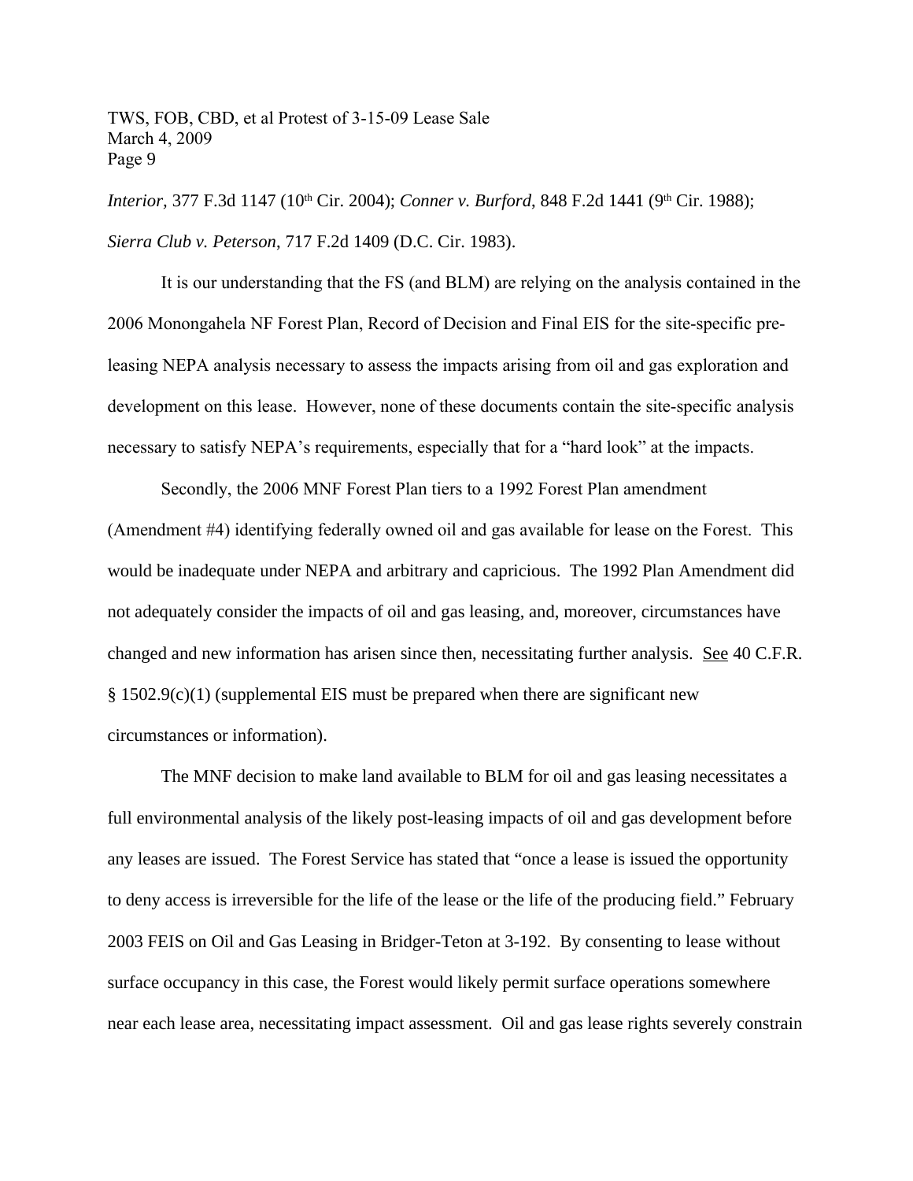*Interior*, 377 F.3d 1147 (10th Cir. 2004); *Conner v. Burford*, 848 F.2d 1441 (9th Cir. 1988); *Sierra Club v. Peterson*, 717 F.2d 1409 (D.C. Cir. 1983).

It is our understanding that the FS (and BLM) are relying on the analysis contained in the 2006 Monongahela NF Forest Plan, Record of Decision and Final EIS for the site-specific pre-leasing NEPA analysis necessary to assess the impacts arising from oil and gas exploration and development on this lease. However, none of these documents contain the site-specific analysis necessary to satisfy NEPA's requirements, especially that for a "hard look" at the impacts.

Secondly, the 2006 MNF Forest Plan tiers to a 1992 Forest Plan amendment (Amendment #4) identifying federally owned oil and gas available for lease on the Forest. This would be inadequate under NEPA and arbitrary and capricious. The 1992 Plan Amendment did not adequately consider the impacts of oil and gas leasing, and, moreover, circumstances have changed and new information has arisen since then, necessitating further analysis. See 40 C.F.R. § 1502.9(c)(1) (supplemental EIS must be prepared when there are significant new circumstances or information).

The MNF decision to make land available to BLM for oil and gas leasing necessitates a full environmental analysis of the likely post-leasing impacts of oil and gas development before any leases are issued. The Forest Service has stated that "once a lease is issued the opportunity to deny access is irreversible for the life of the lease or the life of the producing field." February 2003 FEIS on Oil and Gas Leasing in Bridger-Teton at 3-192. By consenting to lease without surface occupancy in this case, the Forest would likely permit surface operations somewhere near each lease area, necessitating impact assessment. Oil and gas lease rights severely constrain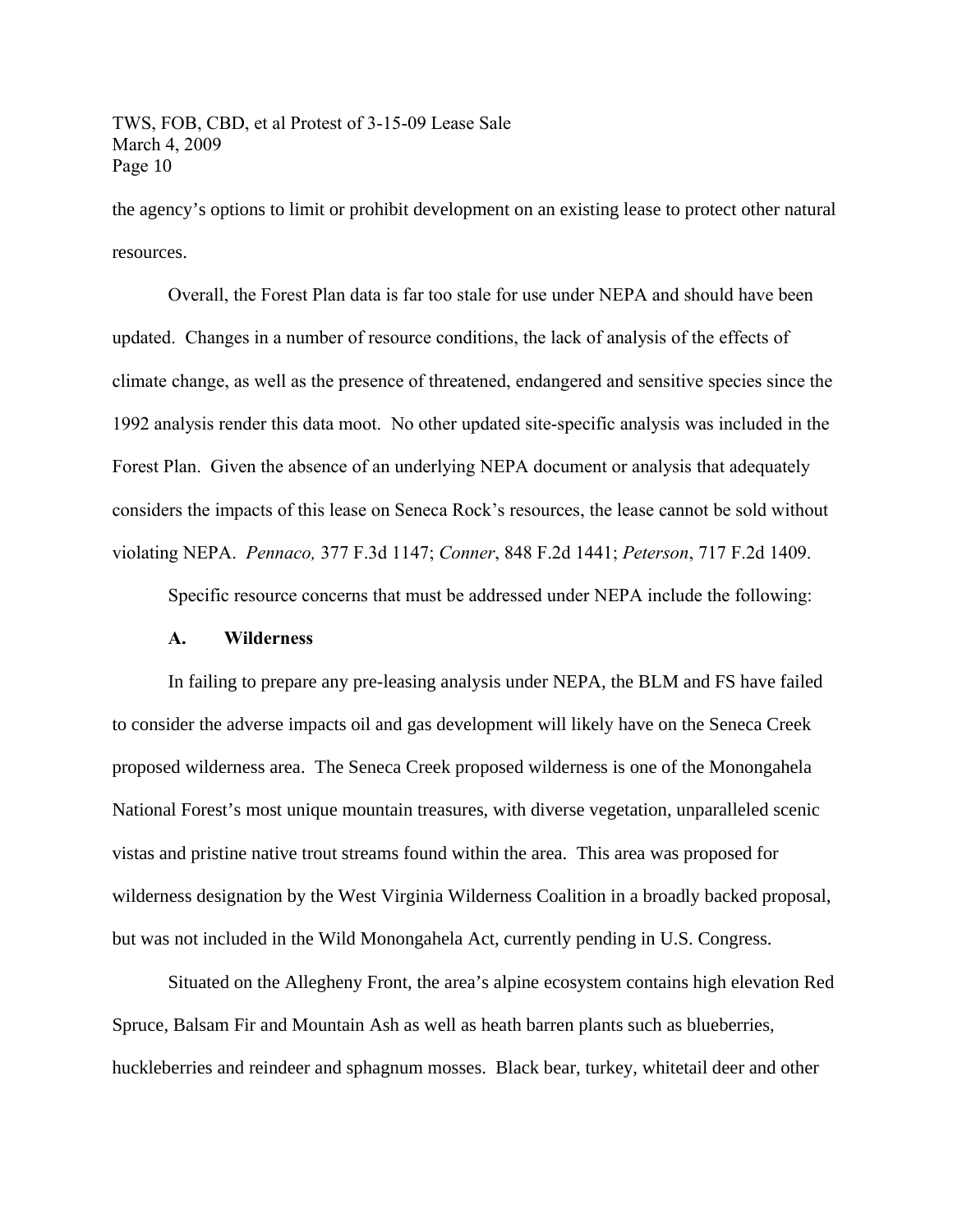the agency's options to limit or prohibit development on an existing lease to protect other natural resources.

Overall, the Forest Plan data is far too stale for use under NEPA and should have been updated. Changes in a number of resource conditions, the lack of analysis of the effects of climate change, as well as the presence of threatened, endangered and sensitive species since the 1992 analysis render this data moot. No other updated site-specific analysis was included in the Forest Plan. Given the absence of an underlying NEPA document or analysis that adequately considers the impacts of this lease on Seneca Rock's resources, the lease cannot be sold without violating NEPA. *Pennaco,* 377 F.3d 1147; *Conner*, 848 F.2d 1441; *Peterson*, 717 F.2d 1409.

Specific resource concerns that must be addressed under NEPA include the following:

**A. Wilderness**

In failing to prepare any pre-leasing analysis under NEPA, the BLM and FS have failed to consider the adverse impacts oil and gas development will likely have on the Seneca Creek proposed wilderness area. The Seneca Creek proposed wilderness is one of the Monongahela National Forest's most unique mountain treasures, with diverse vegetation, unparalleled scenic vistas and pristine native trout streams found within the area. This area was proposed for wilderness designation by the West Virginia Wilderness Coalition in a broadly backed proposal, but was not included in the Wild Monongahela Act, currently pending in U.S. Congress.

Situated on the Allegheny Front, the area's alpine ecosystem contains high elevation Red Spruce, Balsam Fir and Mountain Ash as well as heath barren plants such as blueberries, huckleberries and reindeer and sphagnum mosses. Black bear, turkey, whitetail deer and other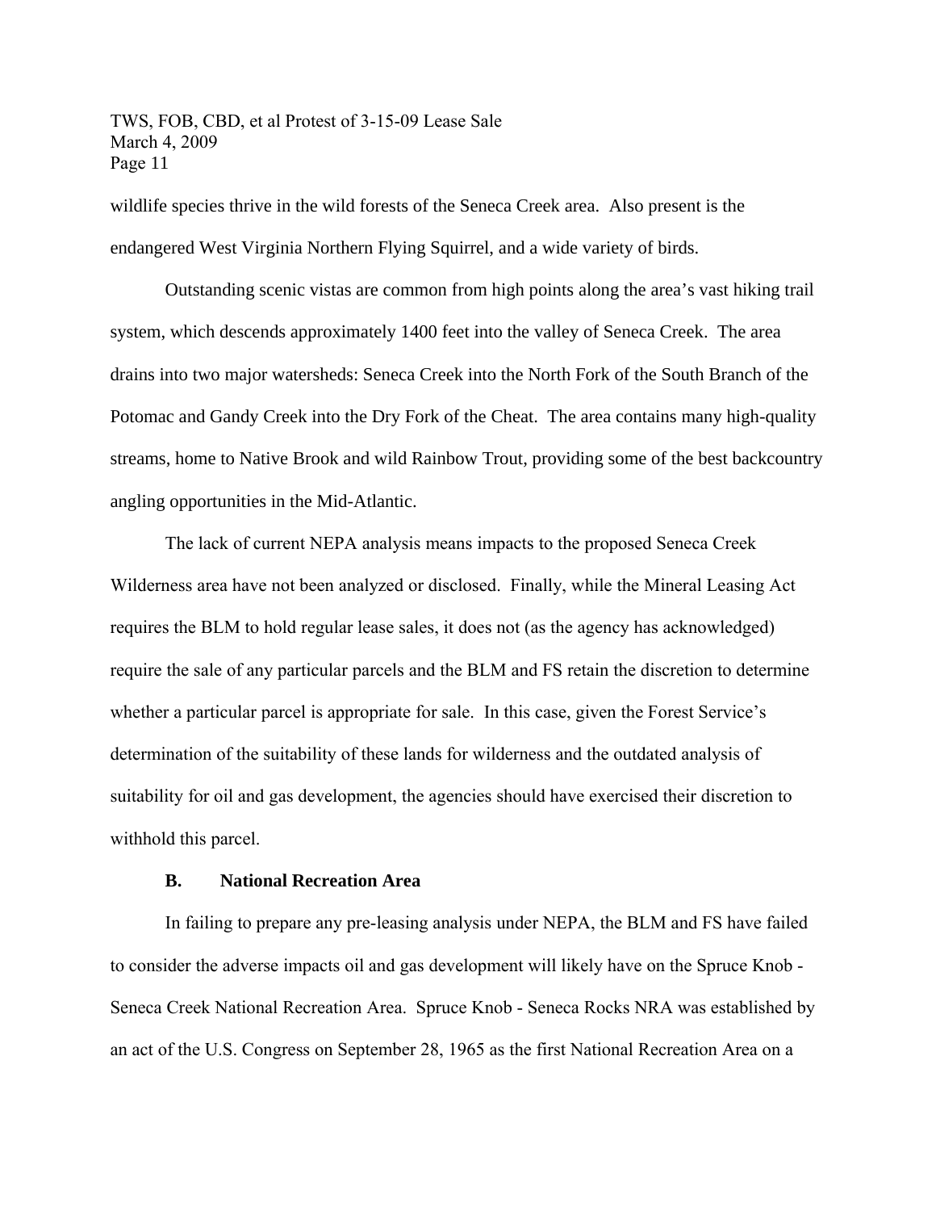wildlife species thrive in the wild forests of the Seneca Creek area. Also present is the endangered West Virginia Northern Flying Squirrel, and a wide variety of birds.

Outstanding scenic vistas are common from high points along the area's vast hiking trail system, which descends approximately 1400 feet into the valley of Seneca Creek. The area drains into two major watersheds: Seneca Creek into the North Fork of the South Branch of the Potomac and Gandy Creek into the Dry Fork of the Cheat. The area contains many high-quality streams, home to Native Brook and wild Rainbow Trout, providing some of the best backcountry angling opportunities in the Mid-Atlantic.

The lack of current NEPA analysis means impacts to the proposed Seneca Creek Wilderness area have not been analyzed or disclosed. Finally, while the Mineral Leasing Act requires the BLM to hold regular lease sales, it does not (as the agency has acknowledged) require the sale of any particular parcels and the BLM and FS retain the discretion to determine whether a particular parcel is appropriate for sale. In this case, given the Forest Service's determination of the suitability of these lands for wilderness and the outdated analysis of suitability for oil and gas development, the agencies should have exercised their discretion to withhold this parcel.

### B. National Recreation Area

In failing to prepare any pre-leasing analysis under NEPA, the BLM and FS have failed to consider the adverse impacts oil and gas development will likely have on the Spruce Knob - Seneca Creek National Recreation Area. Spruce Knob - Seneca Rocks NRA was established by an act of the U.S. Congress on September 28, 1965 as the first National Recreation Area on a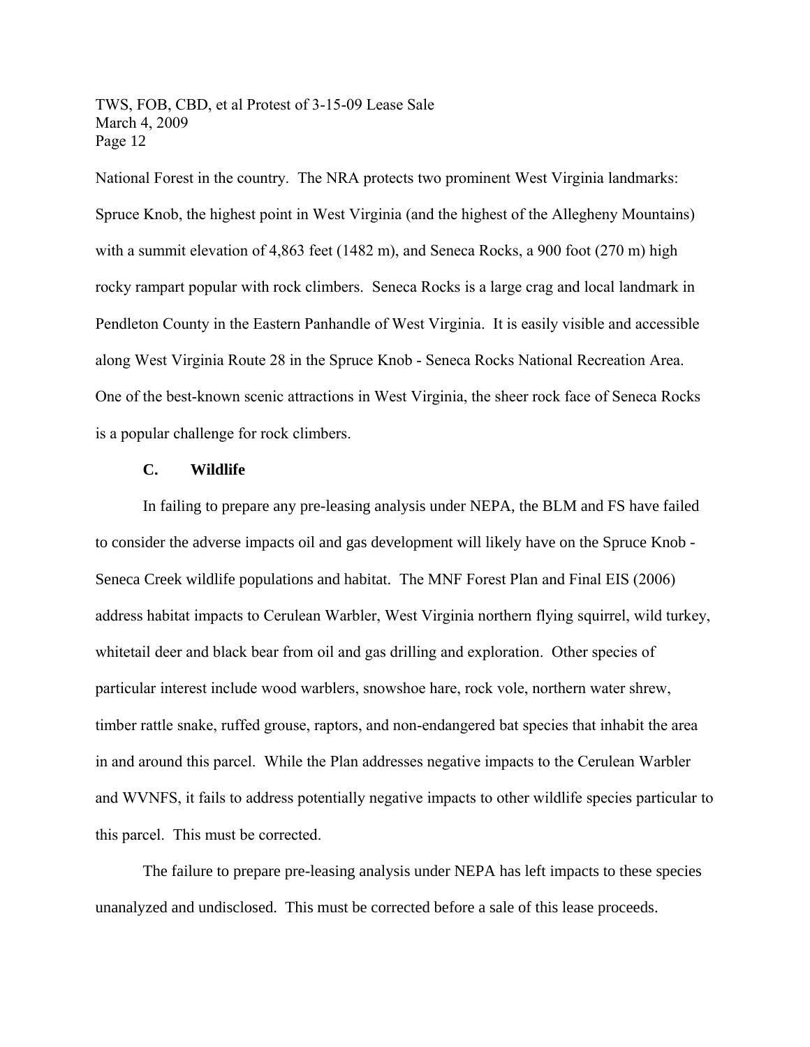National Forest in the country. The NRA protects two prominent West Virginia landmarks: Spruce Knob, the highest point in West Virginia (and the highest of the Allegheny Mountains) with a summit elevation of 4,863 feet (1482 m), and Seneca Rocks, a 900 foot (270 m) high rocky rampart popular with rock climbers. Seneca Rocks is a large crag and local landmark in Pendleton County in the Eastern Panhandle of West Virginia. It is easily visible and accessible along West Virginia Route 28 in the Spruce Knob - Seneca Rocks National Recreation Area. One of the best-known scenic attractions in West Virginia, the sheer rock face of Seneca Rocks is a popular challenge for rock climbers.

### C. Wildlife

In failing to prepare any pre-leasing analysis under NEPA, the BLM and FS have failed to consider the adverse impacts oil and gas development will likely have on the Spruce Knob - Seneca Creek wildlife populations and habitat. The MNF Forest Plan and Final EIS (2006) address habitat impacts to Cerulean Warbler, West Virginia northern flying squirrel, wild turkey, whitetail deer and black bear from oil and gas drilling and exploration. Other species of particular interest include wood warblers, snowshoe hare, rock vole, northern water shrew, timber rattle snake, ruffed grouse, raptors, and non-endangered bat species that inhabit the area in and around this parcel. While the Plan addresses negative impacts to the Cerulean Warbler and WVNFS, it fails to address potentially negative impacts to other wildlife species particular to this parcel. This must be corrected.

The failure to prepare pre-leasing analysis under NEPA has left impacts to these species unanalyzed and undisclosed. This must be corrected before a sale of this lease proceeds.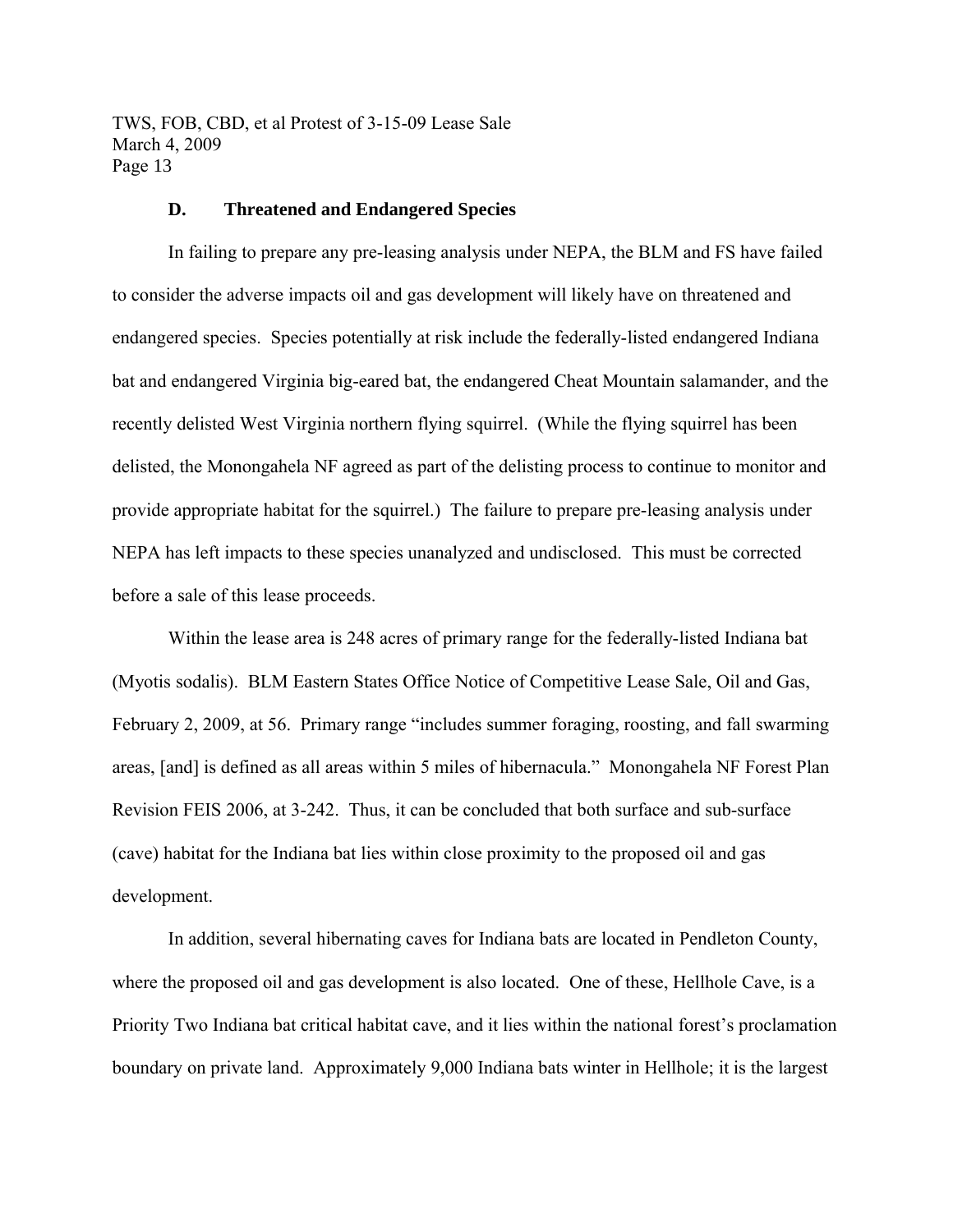### D. Threatened and Endangered Species

In failing to prepare any pre-leasing analysis under NEPA, the BLM and FS have failed to consider the adverse impacts oil and gas development will likely have on threatened and endangered species. Species potentially at risk include the federally-listed endangered Indiana bat and endangered Virginia big-eared bat, the endangered Cheat Mountain salamander, and the recently delisted West Virginia northern flying squirrel. (While the flying squirrel has been delisted, the Monongahela NF agreed as part of the delisting process to continue to monitor and provide appropriate habitat for the squirrel.) The failure to prepare pre-leasing analysis under NEPA has left impacts to these species unanalyzed and undisclosed. This must be corrected before a sale of this lease proceeds.

Within the lease area is 248 acres of primary range for the federally-listed Indiana bat (Myotis sodalis). BLM Eastern States Office Notice of Competitive Lease Sale, Oil and Gas, February 2, 2009, at 56. Primary range "includes summer foraging, roosting, and fall swarming areas, [and] is defined as all areas within 5 miles of hibernacula." Monongahela NF Forest Plan Revision FEIS 2006, at 3-242. Thus, it can be concluded that both surface and sub-surface (cave) habitat for the Indiana bat lies within close proximity to the proposed oil and gas development.

In addition, several hibernating caves for Indiana bats are located in Pendleton County, where the proposed oil and gas development is also located. One of these, Hellhole Cave, is a Priority Two Indiana bat critical habitat cave, and it lies within the national forest's proclamation boundary on private land. Approximately 9,000 Indiana bats winter in Hellhole; it is the largest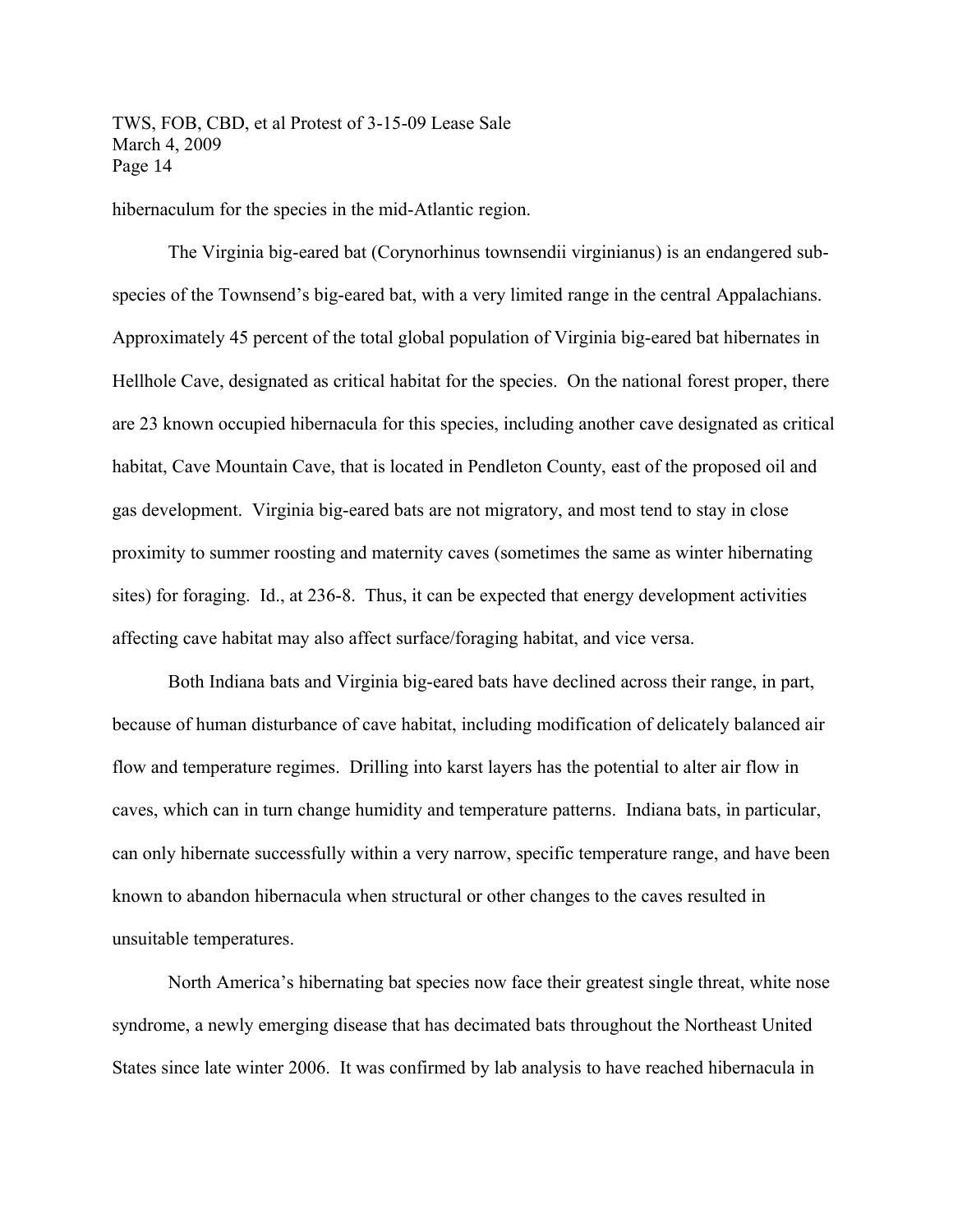hibernaculum for the species in the mid-Atlantic region.

The Virginia big-eared bat (Corynorhinus townsendii virginianus) is an endangered sub-species of the Townsend's big-eared bat, with a very limited range in the central Appalachians. Approximately 45 percent of the total global population of Virginia big-eared bat hibernates in Hellhole Cave, designated as critical habitat for the species. On the national forest proper, there are 23 known occupied hibernacula for this species, including another cave designated as critical habitat, Cave Mountain Cave, that is located in Pendleton County, east of the proposed oil and gas development. Virginia big-eared bats are not migratory, and most tend to stay in close proximity to summer roosting and maternity caves (sometimes the same as winter hibernating sites) for foraging. Id., at 236-8. Thus, it can be expected that energy development activities affecting cave habitat may also affect surface/foraging habitat, and vice versa.

Both Indiana bats and Virginia big-eared bats have declined across their range, in part, because of human disturbance of cave habitat, including modification of delicately balanced air flow and temperature regimes. Drilling into karst layers has the potential to alter air flow in caves, which can in turn change humidity and temperature patterns. Indiana bats, in particular, can only hibernate successfully within a very narrow, specific temperature range, and have been known to abandon hibernacula when structural or other changes to the caves resulted in unsuitable temperatures.

North America's hibernating bat species now face their greatest single threat, white nose syndrome, a newly emerging disease that has decimated bats throughout the Northeast United States since late winter 2006. It was confirmed by lab analysis to have reached hibernacula in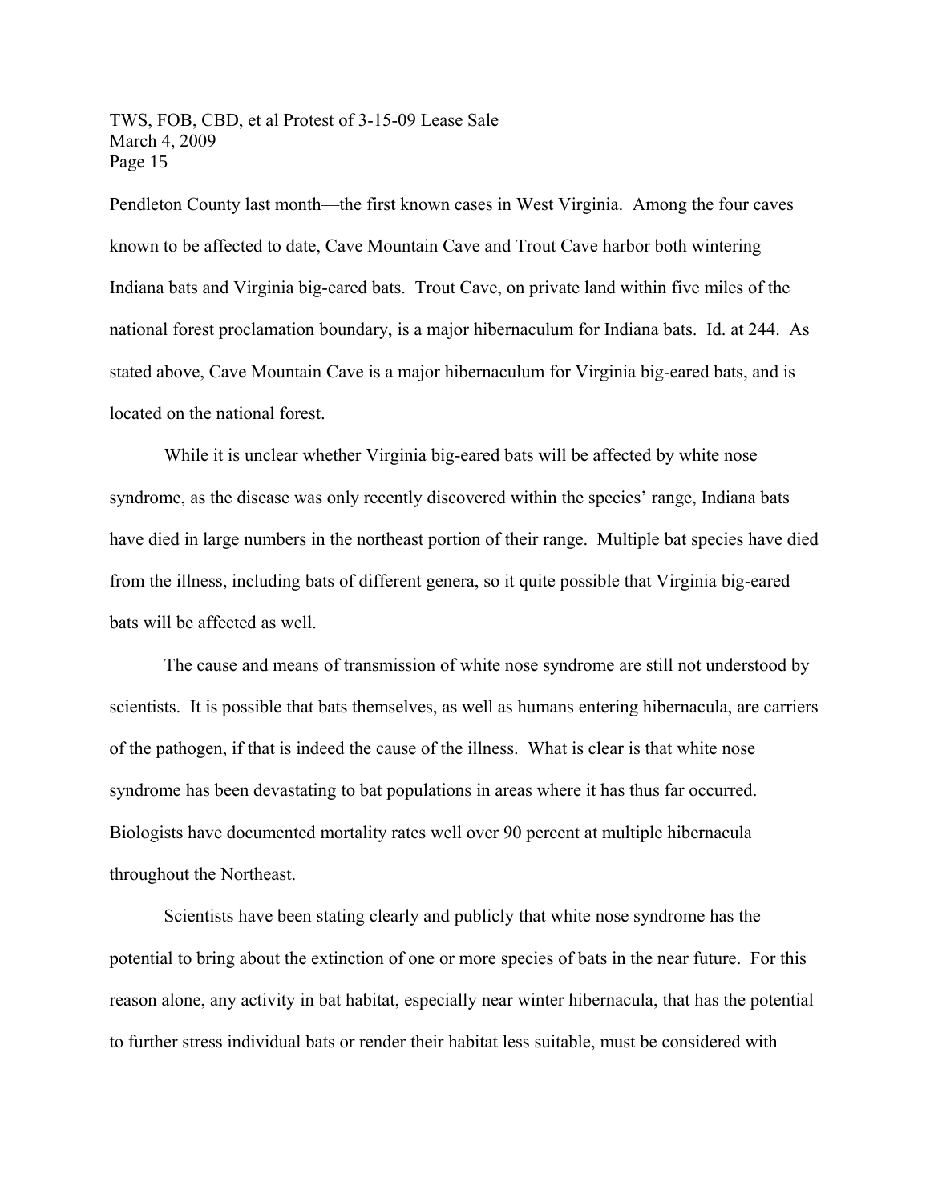Pendleton County last month—the first known cases in West Virginia. Among the four caves known to be affected to date, Cave Mountain Cave and Trout Cave harbor both wintering Indiana bats and Virginia big-eared bats. Trout Cave, on private land within five miles of the national forest proclamation boundary, is a major hibernaculum for Indiana bats. Id. at 244. As stated above, Cave Mountain Cave is a major hibernaculum for Virginia big-eared bats, and is located on the national forest.

While it is unclear whether Virginia big-eared bats will be affected by white nose syndrome, as the disease was only recently discovered within the species' range, Indiana bats have died in large numbers in the northeast portion of their range. Multiple bat species have died from the illness, including bats of different genera, so it quite possible that Virginia big-eared bats will be affected as well.

The cause and means of transmission of white nose syndrome are still not understood by scientists. It is possible that bats themselves, as well as humans entering hibernacula, are carriers of the pathogen, if that is indeed the cause of the illness. What is clear is that white nose syndrome has been devastating to bat populations in areas where it has thus far occurred. Biologists have documented mortality rates well over 90 percent at multiple hibernacula throughout the Northeast.

Scientists have been stating clearly and publicly that white nose syndrome has the potential to bring about the extinction of one or more species of bats in the near future. For this reason alone, any activity in bat habitat, especially near winter hibernacula, that has the potential to further stress individual bats or render their habitat less suitable, must be considered with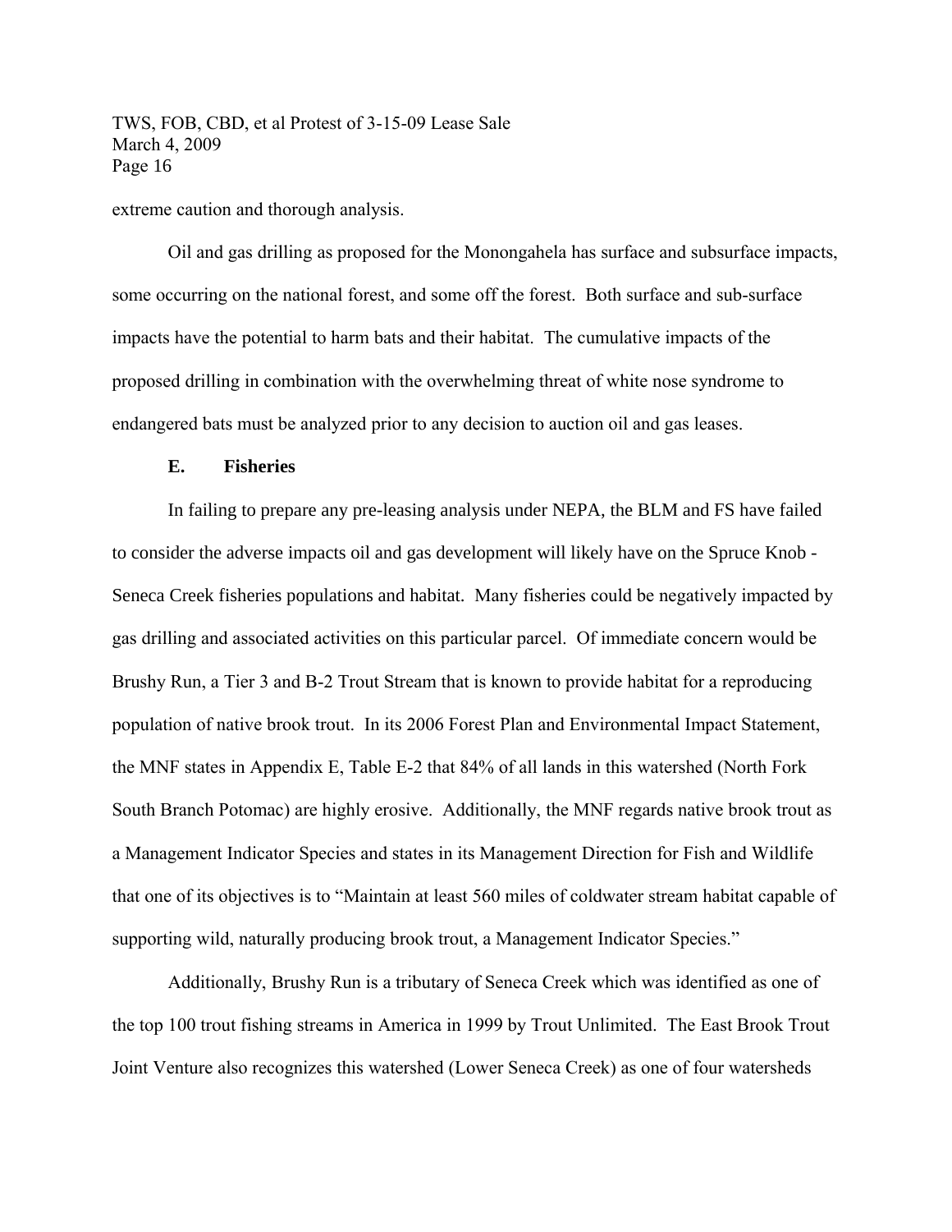extreme caution and thorough analysis.

Oil and gas drilling as proposed for the Monongahela has surface and subsurface impacts, some occurring on the national forest, and some off the forest. Both surface and sub-surface impacts have the potential to harm bats and their habitat. The cumulative impacts of the proposed drilling in combination with the overwhelming threat of white nose syndrome to endangered bats must be analyzed prior to any decision to auction oil and gas leases.

### E. Fisheries

In failing to prepare any pre-leasing analysis under NEPA, the BLM and FS have failed to consider the adverse impacts oil and gas development will likely have on the Spruce Knob - Seneca Creek fisheries populations and habitat. Many fisheries could be negatively impacted by gas drilling and associated activities on this particular parcel. Of immediate concern would be Brushy Run, a Tier 3 and B-2 Trout Stream that is known to provide habitat for a reproducing population of native brook trout. In its 2006 Forest Plan and Environmental Impact Statement, the MNF states in Appendix E, Table E-2 that 84% of all lands in this watershed (North Fork South Branch Potomac) are highly erosive. Additionally, the MNF regards native brook trout as a Management Indicator Species and states in its Management Direction for Fish and Wildlife that one of its objectives is to "Maintain at least 560 miles of coldwater stream habitat capable of supporting wild, naturally producing brook trout, a Management Indicator Species."

Additionally, Brushy Run is a tributary of Seneca Creek which was identified as one of the top 100 trout fishing streams in America in 1999 by Trout Unlimited. The East Brook Trout Joint Venture also recognizes this watershed (Lower Seneca Creek) as one of four watersheds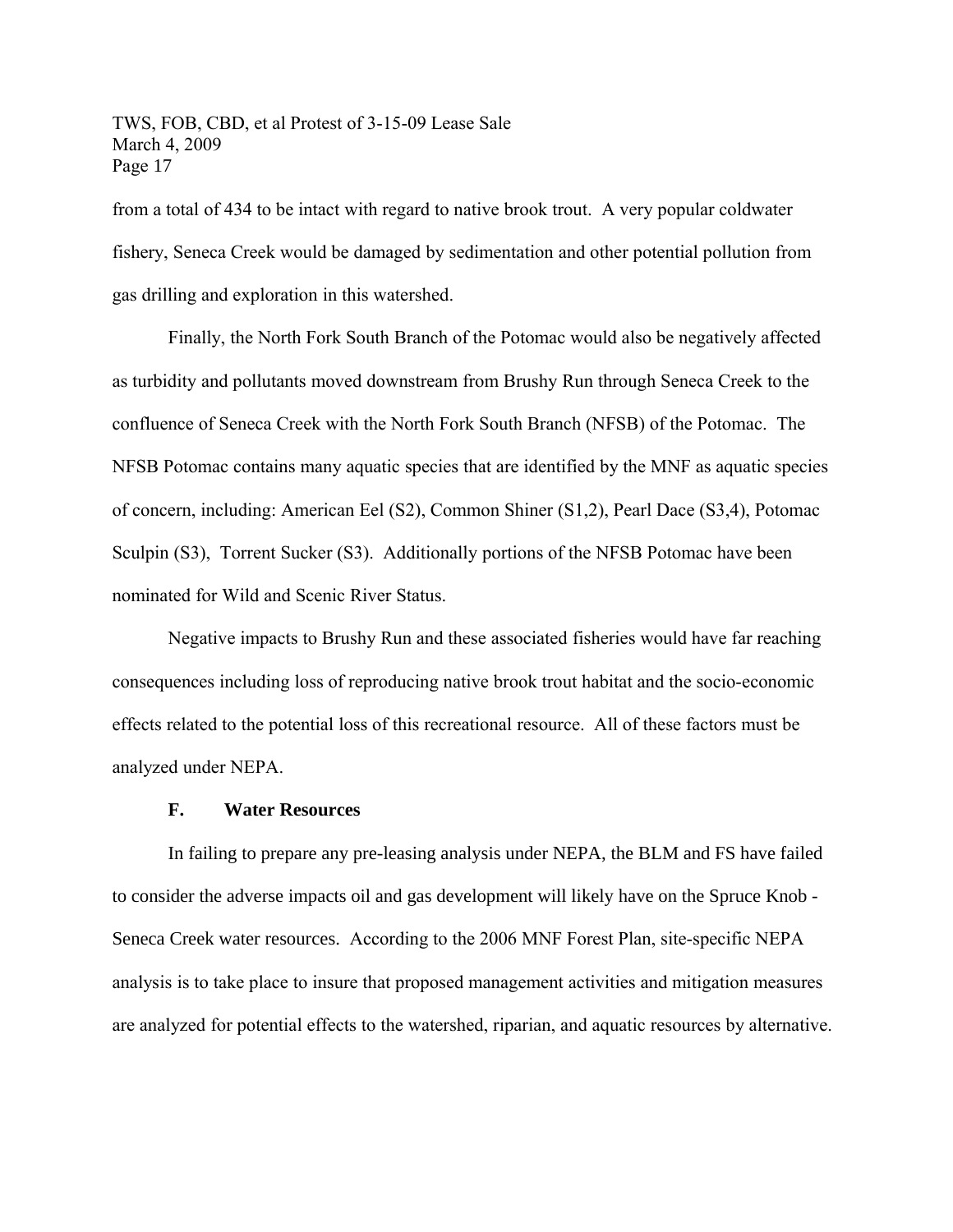from a total of 434 to be intact with regard to native brook trout. A very popular coldwater fishery, Seneca Creek would be damaged by sedimentation and other potential pollution from gas drilling and exploration in this watershed.

Finally, the North Fork South Branch of the Potomac would also be negatively affected as turbidity and pollutants moved downstream from Brushy Run through Seneca Creek to the confluence of Seneca Creek with the North Fork South Branch (NFSB) of the Potomac. The NFSB Potomac contains many aquatic species that are identified by the MNF as aquatic species of concern, including: American Eel (S2), Common Shiner (S1,2), Pearl Dace (S3,4), Potomac Sculpin (S3), Torrent Sucker (S3). Additionally portions of the NFSB Potomac have been nominated for Wild and Scenic River Status.

Negative impacts to Brushy Run and these associated fisheries would have far reaching consequences including loss of reproducing native brook trout habitat and the socio-economic effects related to the potential loss of this recreational resource. All of these factors must be analyzed under NEPA.

### F. Water Resources

In failing to prepare any pre-leasing analysis under NEPA, the BLM and FS have failed to consider the adverse impacts oil and gas development will likely have on the Spruce Knob - Seneca Creek water resources. According to the 2006 MNF Forest Plan, site-specific NEPA analysis is to take place to insure that proposed management activities and mitigation measures are analyzed for potential effects to the watershed, riparian, and aquatic resources by alternative.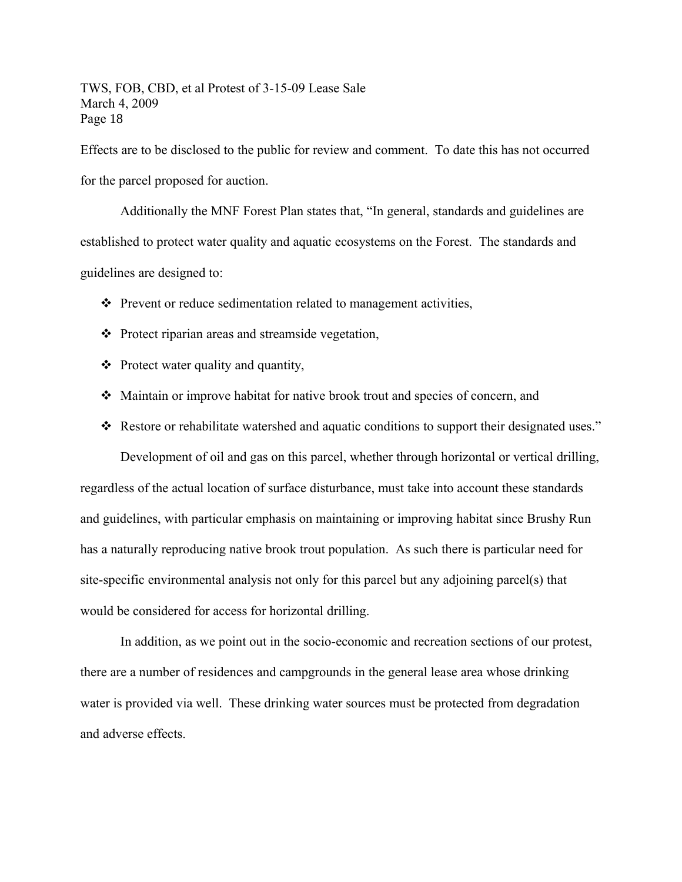Effects are to be disclosed to the public for review and comment. To date this has not occurred for the parcel proposed for auction.

Additionally the MNF Forest Plan states that, "In general, standards and guidelines are established to protect water quality and aquatic ecosystems on the Forest. The standards and guidelines are designed to:

- Prevent or reduce sedimentation related to management activities,
- Protect riparian areas and streamside vegetation,
- Protect water quality and quantity,
- Maintain or improve habitat for native brook trout and species of concern, and
- Restore or rehabilitate watershed and aquatic conditions to support their designated uses."

Development of oil and gas on this parcel, whether through horizontal or vertical drilling, regardless of the actual location of surface disturbance, must take into account these standards and guidelines, with particular emphasis on maintaining or improving habitat since Brushy Run has a naturally reproducing native brook trout population. As such there is particular need for site-specific environmental analysis not only for this parcel but any adjoining parcel(s) that would be considered for access for horizontal drilling.

In addition, as we point out in the socio-economic and recreation sections of our protest, there are a number of residences and campgrounds in the general lease area whose drinking water is provided via well. These drinking water sources must be protected from degradation and adverse effects.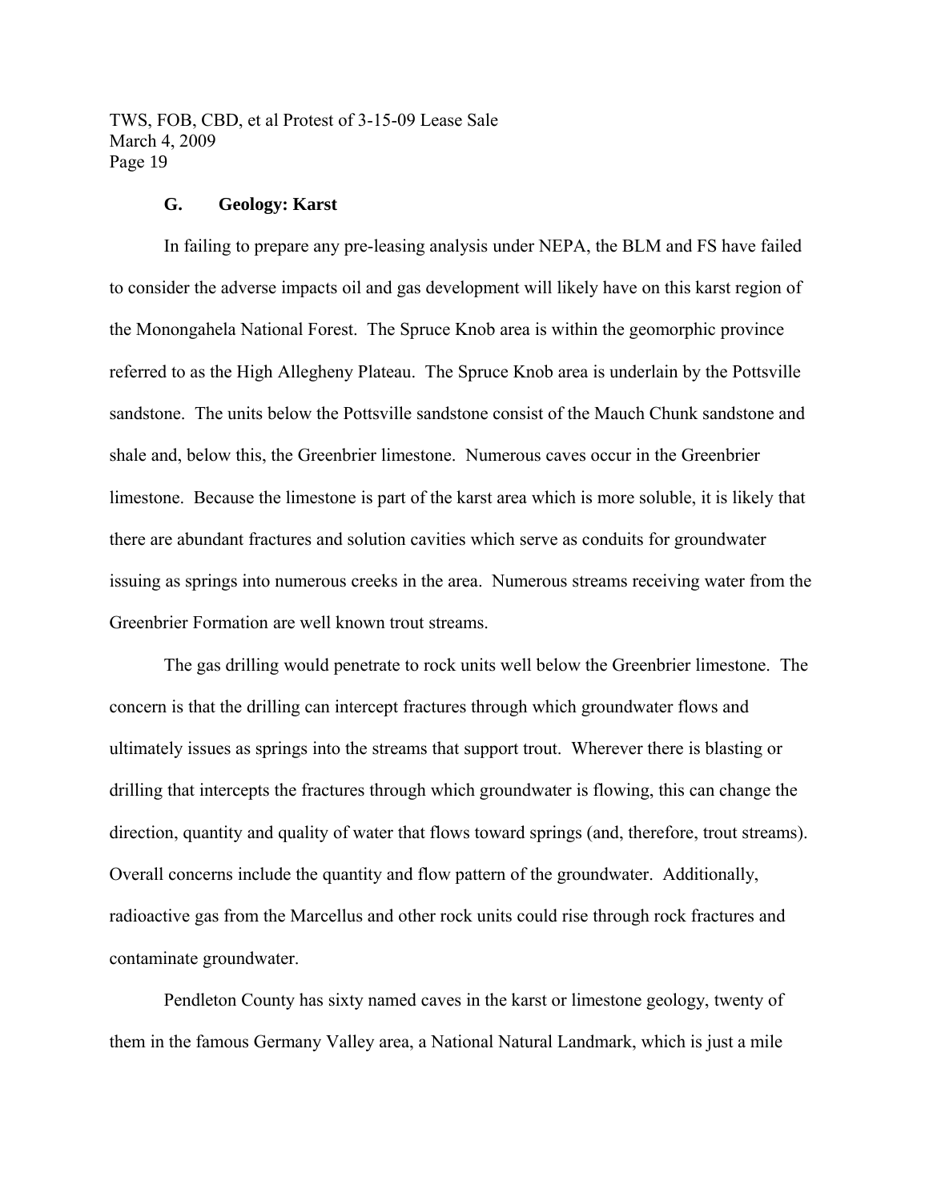### G. Geology: Karst

In failing to prepare any pre-leasing analysis under NEPA, the BLM and FS have failed to consider the adverse impacts oil and gas development will likely have on this karst region of the Monongahela National Forest. The Spruce Knob area is within the geomorphic province referred to as the High Allegheny Plateau. The Spruce Knob area is underlain by the Pottsville sandstone. The units below the Pottsville sandstone consist of the Mauch Chunk sandstone and shale and, below this, the Greenbrier limestone. Numerous caves occur in the Greenbrier limestone. Because the limestone is part of the karst area which is more soluble, it is likely that there are abundant fractures and solution cavities which serve as conduits for groundwater issuing as springs into numerous creeks in the area. Numerous streams receiving water from the Greenbrier Formation are well known trout streams.

The gas drilling would penetrate to rock units well below the Greenbrier limestone. The concern is that the drilling can intercept fractures through which groundwater flows and ultimately issues as springs into the streams that support trout. Wherever there is blasting or drilling that intercepts the fractures through which groundwater is flowing, this can change the direction, quantity and quality of water that flows toward springs (and, therefore, trout streams). Overall concerns include the quantity and flow pattern of the groundwater. Additionally, radioactive gas from the Marcellus and other rock units could rise through rock fractures and contaminate groundwater.

Pendleton County has sixty named caves in the karst or limestone geology, twenty of them in the famous Germany Valley area, a National Natural Landmark, which is just a mile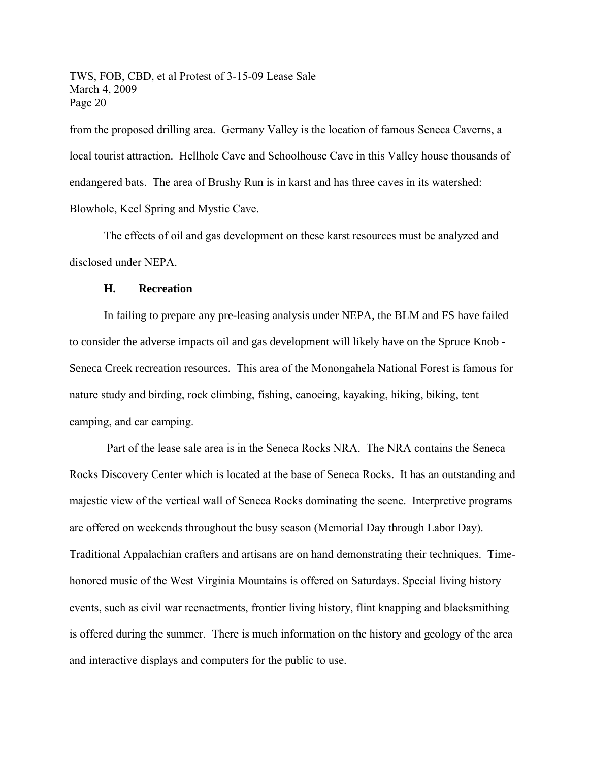from the proposed drilling area. Germany Valley is the location of famous Seneca Caverns, a local tourist attraction. Hellhole Cave and Schoolhouse Cave in this Valley house thousands of endangered bats. The area of Brushy Run is in karst and has three caves in its watershed: Blowhole, Keel Spring and Mystic Cave.

The effects of oil and gas development on these karst resources must be analyzed and disclosed under NEPA.

### H. Recreation

In failing to prepare any pre-leasing analysis under NEPA, the BLM and FS have failed to consider the adverse impacts oil and gas development will likely have on the Spruce Knob - Seneca Creek recreation resources. This area of the Monongahela National Forest is famous for nature study and birding, rock climbing, fishing, canoeing, kayaking, hiking, biking, tent camping, and car camping.

Part of the lease sale area is in the Seneca Rocks NRA. The NRA contains the Seneca Rocks Discovery Center which is located at the base of Seneca Rocks. It has an outstanding and majestic view of the vertical wall of Seneca Rocks dominating the scene. Interpretive programs are offered on weekends throughout the busy season (Memorial Day through Labor Day). Traditional Appalachian crafters and artisans are on hand demonstrating their techniques. Time-honored music of the West Virginia Mountains is offered on Saturdays. Special living history events, such as civil war reenactments, frontier living history, flint knapping and blacksmithing is offered during the summer. There is much information on the history and geology of the area and interactive displays and computers for the public to use.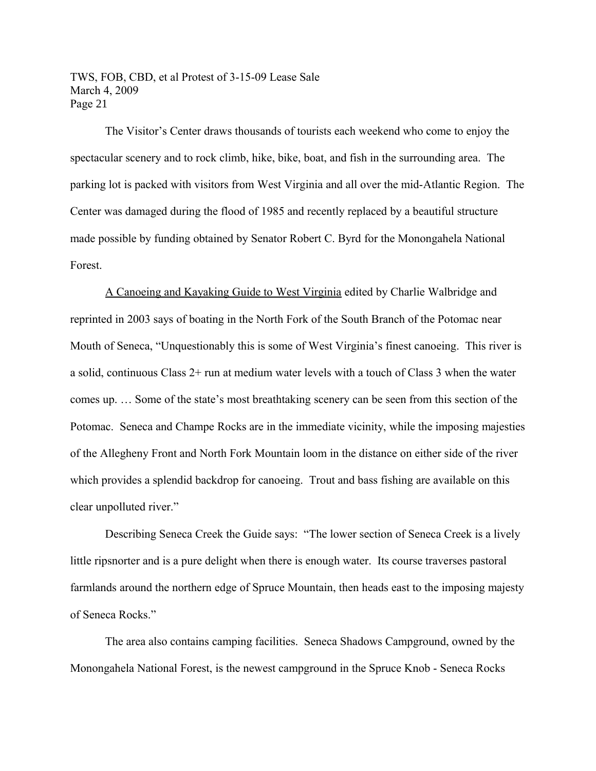The Visitor's Center draws thousands of tourists each weekend who come to enjoy the spectacular scenery and to rock climb, hike, bike, boat, and fish in the surrounding area. The parking lot is packed with visitors from West Virginia and all over the mid-Atlantic Region. The Center was damaged during the flood of 1985 and recently replaced by a beautiful structure made possible by funding obtained by Senator Robert C. Byrd for the Monongahela National Forest.

A Canoeing and Kayaking Guide to West Virginia edited by Charlie Walbridge and reprinted in 2003 says of boating in the North Fork of the South Branch of the Potomac near Mouth of Seneca, "Unquestionably this is some of West Virginia's finest canoeing. This river is a solid, continuous Class 2+ run at medium water levels with a touch of Class 3 when the water comes up. … Some of the state's most breathtaking scenery can be seen from this section of the Potomac. Seneca and Champe Rocks are in the immediate vicinity, while the imposing majesties of the Allegheny Front and North Fork Mountain loom in the distance on either side of the river which provides a splendid backdrop for canoeing. Trout and bass fishing are available on this clear unpolluted river."

Describing Seneca Creek the Guide says: "The lower section of Seneca Creek is a lively little ripsnorter and is a pure delight when there is enough water. Its course traverses pastoral farmlands around the northern edge of Spruce Mountain, then heads east to the imposing majesty of Seneca Rocks."

The area also contains camping facilities. Seneca Shadows Campground, owned by the Monongahela National Forest, is the newest campground in the Spruce Knob - Seneca Rocks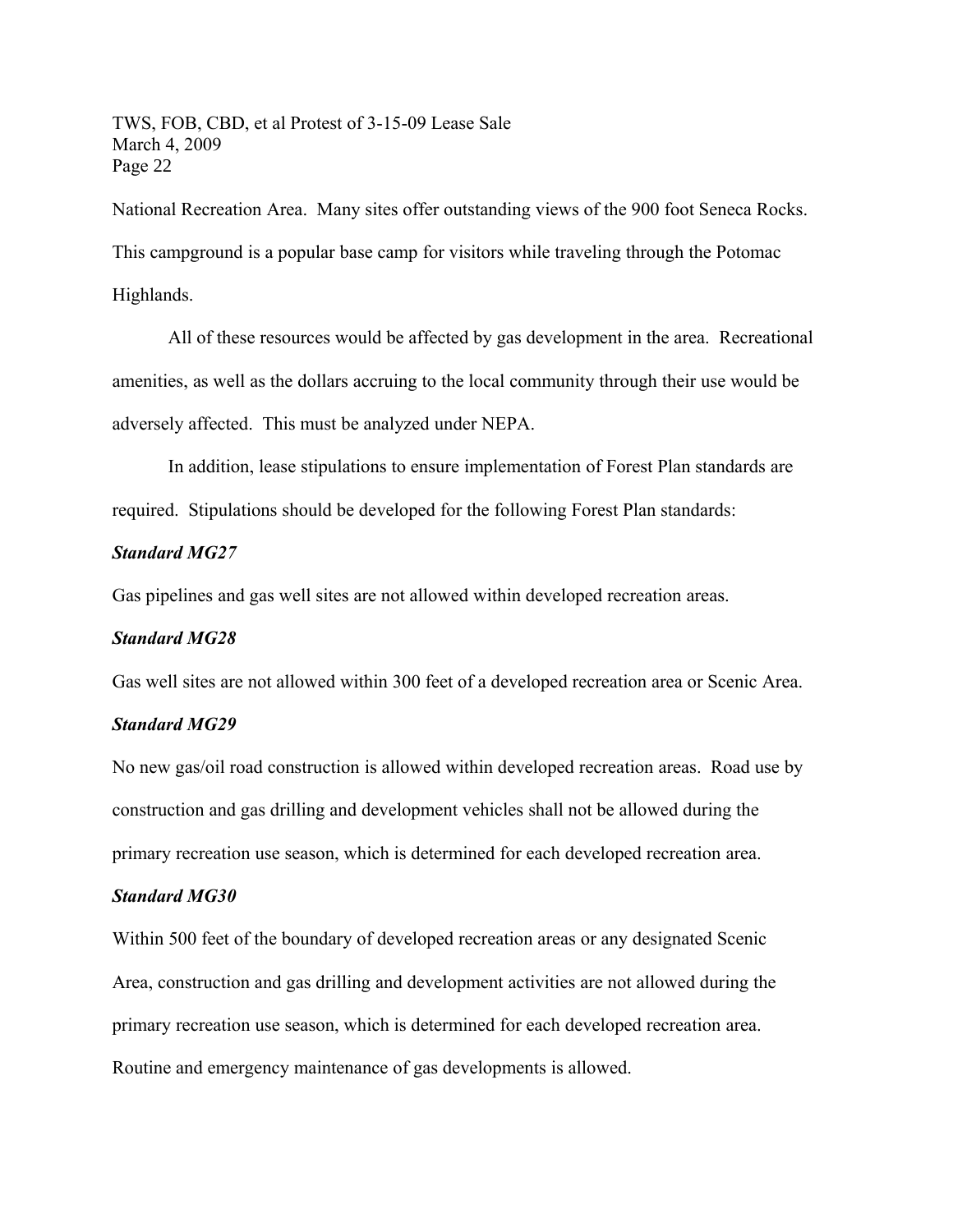National Recreation Area. Many sites offer outstanding views of the 900 foot Seneca Rocks. This campground is a popular base camp for visitors while traveling through the Potomac Highlands.

All of these resources would be affected by gas development in the area. Recreational amenities, as well as the dollars accruing to the local community through their use would be adversely affected. This must be analyzed under NEPA.

In addition, lease stipulations to ensure implementation of Forest Plan standards are required. Stipulations should be developed for the following Forest Plan standards:

***Standard MG27***

Gas pipelines and gas well sites are not allowed within developed recreation areas.

***Standard MG28***

Gas well sites are not allowed within 300 feet of a developed recreation area or Scenic Area.

***Standard MG29***

No new gas/oil road construction is allowed within developed recreation areas. Road use by construction and gas drilling and development vehicles shall not be allowed during the primary recreation use season, which is determined for each developed recreation area.

***Standard MG30***

Within 500 feet of the boundary of developed recreation areas or any designated Scenic Area, construction and gas drilling and development activities are not allowed during the primary recreation use season, which is determined for each developed recreation area. Routine and emergency maintenance of gas developments is allowed.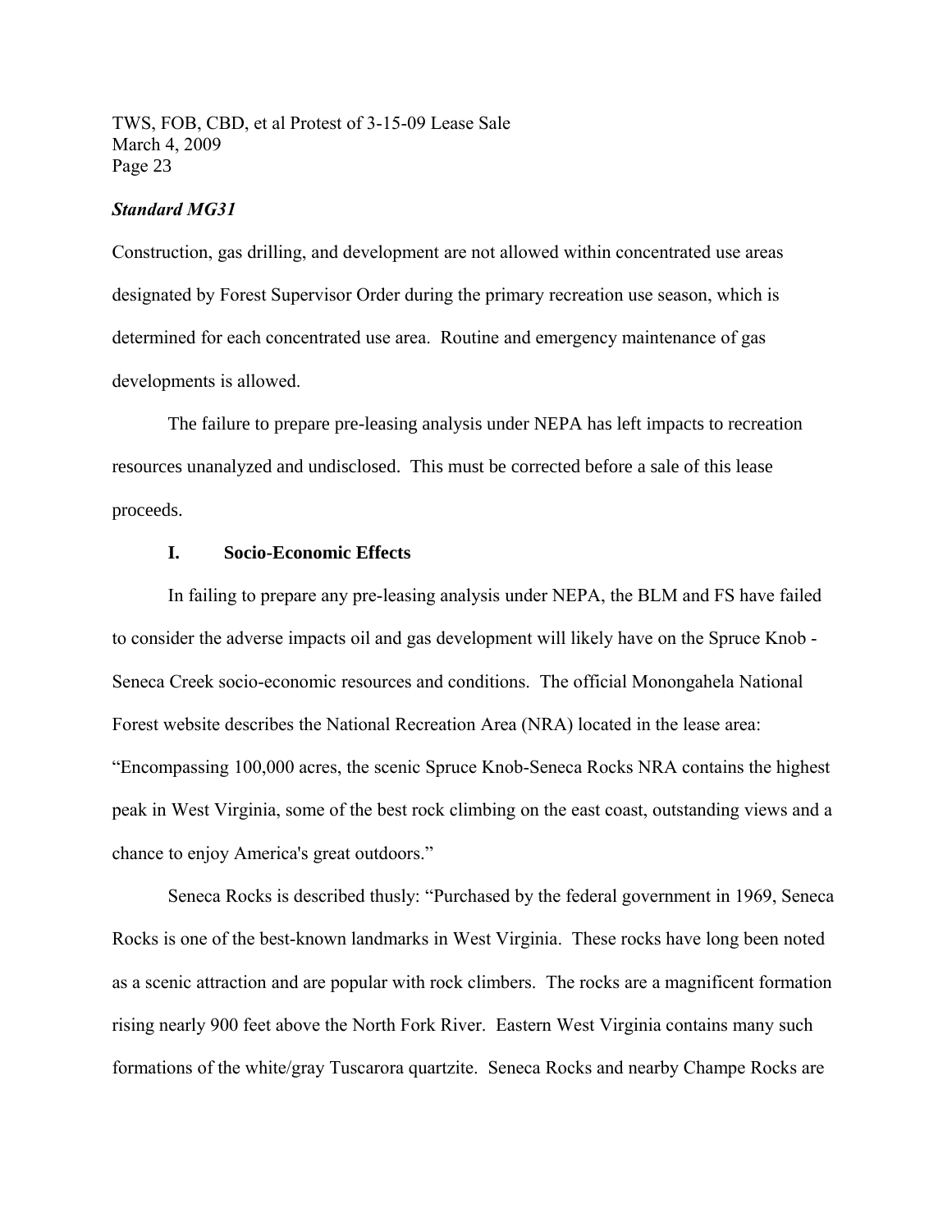***Standard MG31***

Construction, gas drilling, and development are not allowed within concentrated use areas designated by Forest Supervisor Order during the primary recreation use season, which is determined for each concentrated use area. Routine and emergency maintenance of gas developments is allowed.

The failure to prepare pre-leasing analysis under NEPA has left impacts to recreation resources unanalyzed and undisclosed. This must be corrected before a sale of this lease proceeds.

### I. Socio-Economic Effects

In failing to prepare any pre-leasing analysis under NEPA, the BLM and FS have failed to consider the adverse impacts oil and gas development will likely have on the Spruce Knob - Seneca Creek socio-economic resources and conditions. The official Monongahela National Forest website describes the National Recreation Area (NRA) located in the lease area: "Encompassing 100,000 acres, the scenic Spruce Knob-Seneca Rocks NRA contains the highest peak in West Virginia, some of the best rock climbing on the east coast, outstanding views and a chance to enjoy America's great outdoors."

Seneca Rocks is described thusly: "Purchased by the federal government in 1969, Seneca Rocks is one of the best-known landmarks in West Virginia. These rocks have long been noted as a scenic attraction and are popular with rock climbers. The rocks are a magnificent formation rising nearly 900 feet above the North Fork River. Eastern West Virginia contains many such formations of the white/gray Tuscarora quartzite. Seneca Rocks and nearby Champe Rocks are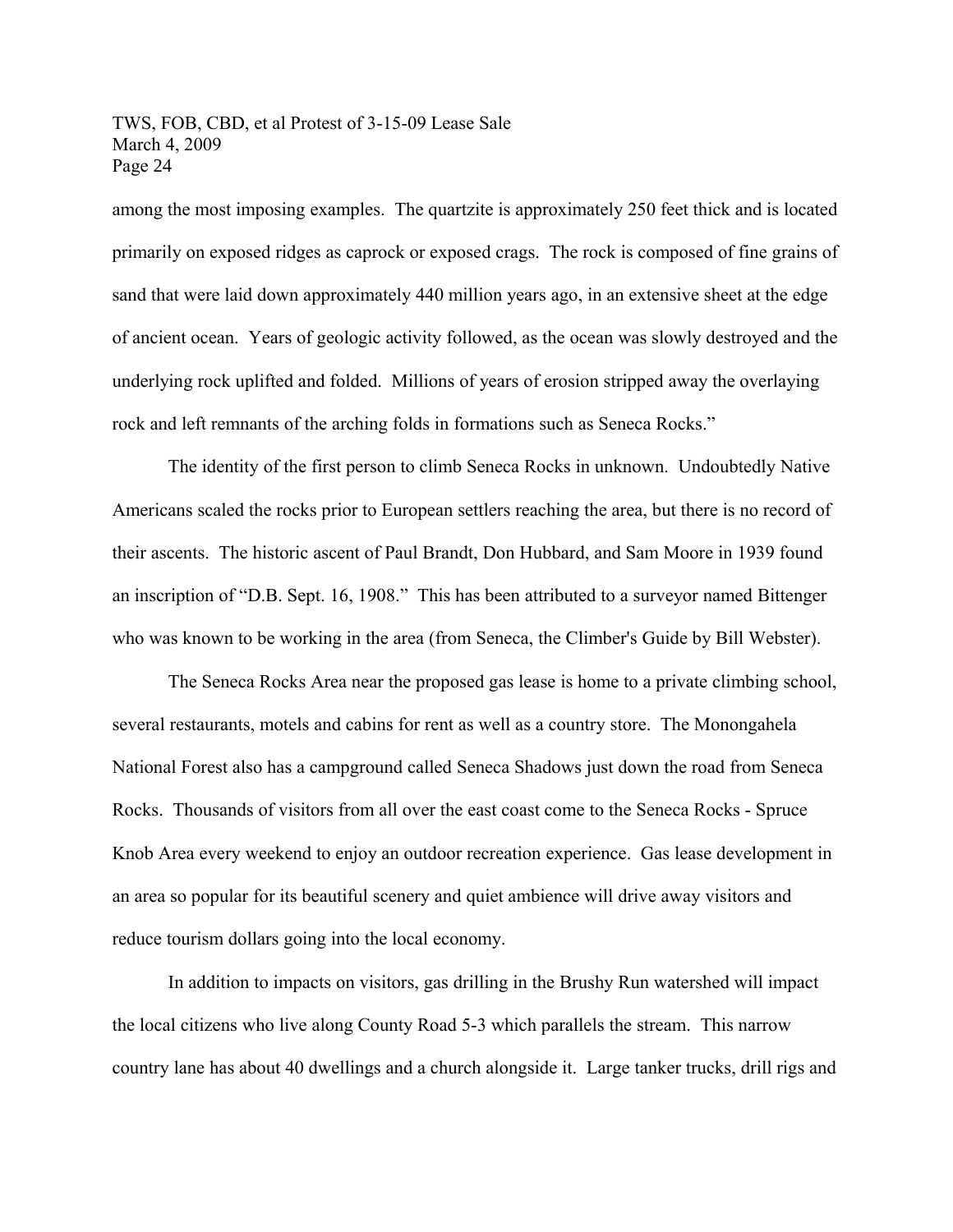among the most imposing examples. The quartzite is approximately 250 feet thick and is located primarily on exposed ridges as caprock or exposed crags. The rock is composed of fine grains of sand that were laid down approximately 440 million years ago, in an extensive sheet at the edge of ancient ocean. Years of geologic activity followed, as the ocean was slowly destroyed and the underlying rock uplifted and folded. Millions of years of erosion stripped away the overlaying rock and left remnants of the arching folds in formations such as Seneca Rocks."

The identity of the first person to climb Seneca Rocks in unknown. Undoubtedly Native Americans scaled the rocks prior to European settlers reaching the area, but there is no record of their ascents. The historic ascent of Paul Brandt, Don Hubbard, and Sam Moore in 1939 found an inscription of "D.B. Sept. 16, 1908." This has been attributed to a surveyor named Bittenger who was known to be working in the area (from Seneca, the Climber's Guide by Bill Webster).

The Seneca Rocks Area near the proposed gas lease is home to a private climbing school, several restaurants, motels and cabins for rent as well as a country store. The Monongahela National Forest also has a campground called Seneca Shadows just down the road from Seneca Rocks. Thousands of visitors from all over the east coast come to the Seneca Rocks - Spruce Knob Area every weekend to enjoy an outdoor recreation experience. Gas lease development in an area so popular for its beautiful scenery and quiet ambience will drive away visitors and reduce tourism dollars going into the local economy.

In addition to impacts on visitors, gas drilling in the Brushy Run watershed will impact the local citizens who live along County Road 5-3 which parallels the stream. This narrow country lane has about 40 dwellings and a church alongside it. Large tanker trucks, drill rigs and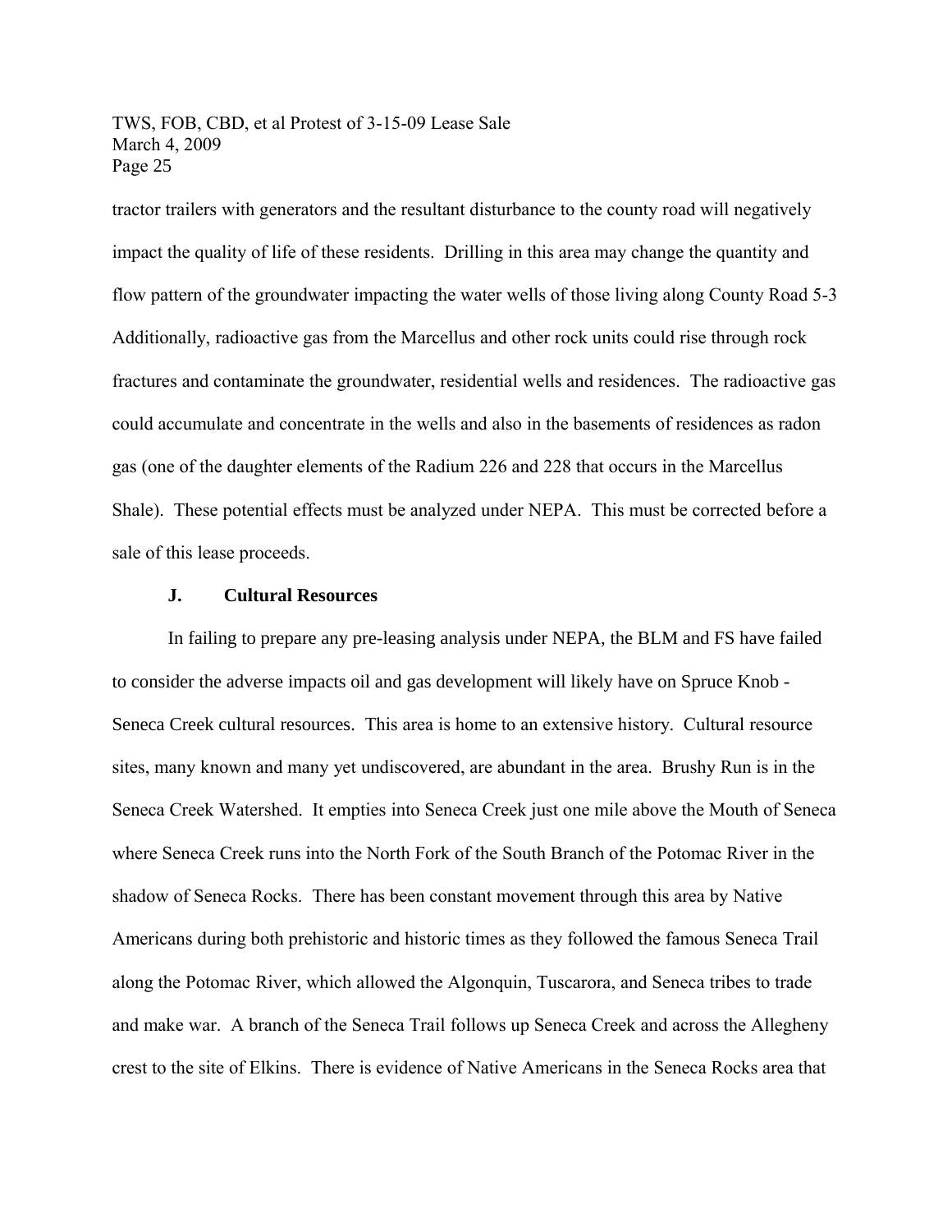tractor trailers with generators and the resultant disturbance to the county road will negatively impact the quality of life of these residents. Drilling in this area may change the quantity and flow pattern of the groundwater impacting the water wells of those living along County Road 5-3 Additionally, radioactive gas from the Marcellus and other rock units could rise through rock fractures and contaminate the groundwater, residential wells and residences. The radioactive gas could accumulate and concentrate in the wells and also in the basements of residences as radon gas (one of the daughter elements of the Radium 226 and 228 that occurs in the Marcellus Shale). These potential effects must be analyzed under NEPA. This must be corrected before a sale of this lease proceeds.

### J. Cultural Resources

In failing to prepare any pre-leasing analysis under NEPA, the BLM and FS have failed to consider the adverse impacts oil and gas development will likely have on Spruce Knob - Seneca Creek cultural resources. This area is home to an extensive history. Cultural resource sites, many known and many yet undiscovered, are abundant in the area. Brushy Run is in the Seneca Creek Watershed. It empties into Seneca Creek just one mile above the Mouth of Seneca where Seneca Creek runs into the North Fork of the South Branch of the Potomac River in the shadow of Seneca Rocks. There has been constant movement through this area by Native Americans during both prehistoric and historic times as they followed the famous Seneca Trail along the Potomac River, which allowed the Algonquin, Tuscarora, and Seneca tribes to trade and make war. A branch of the Seneca Trail follows up Seneca Creek and across the Allegheny crest to the site of Elkins. There is evidence of Native Americans in the Seneca Rocks area that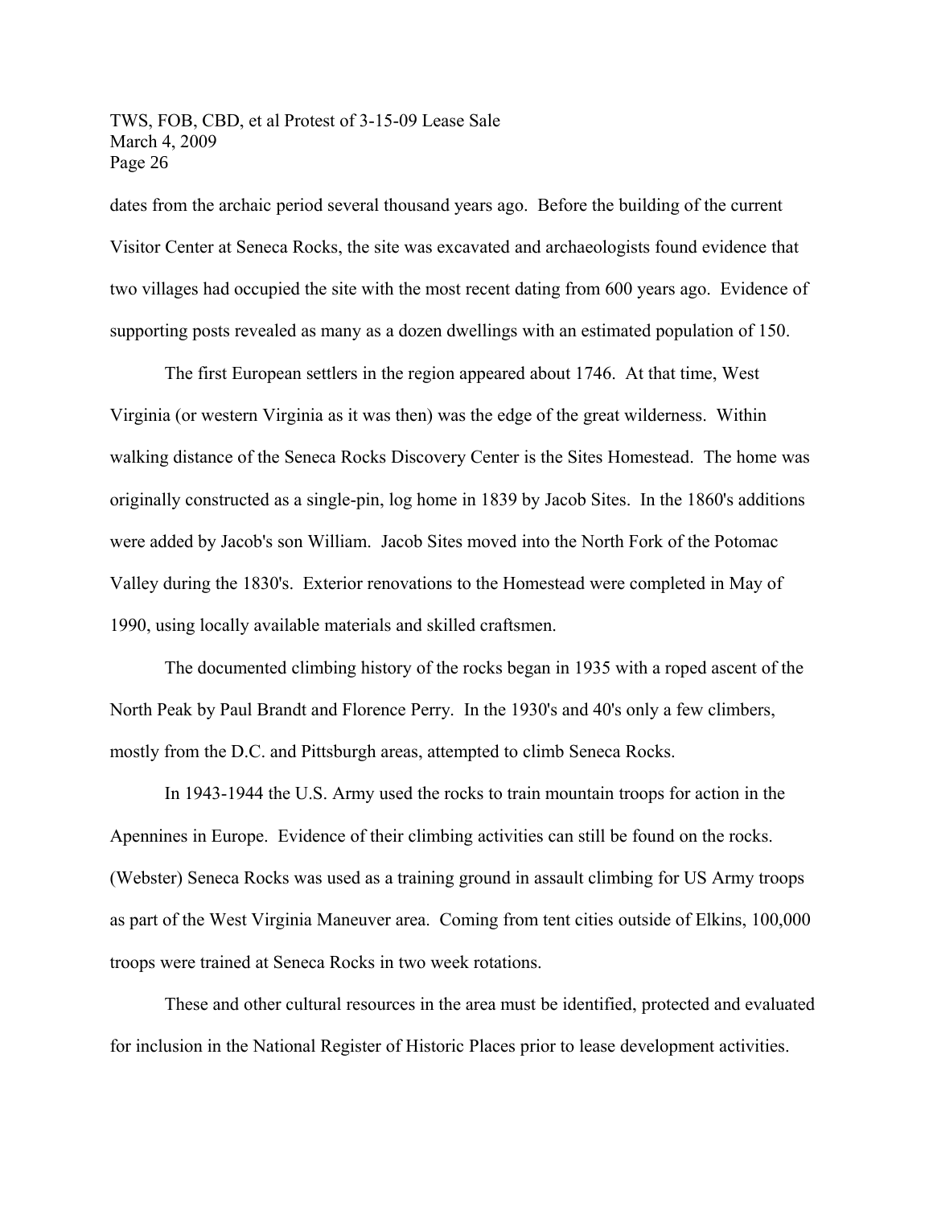dates from the archaic period several thousand years ago. Before the building of the current Visitor Center at Seneca Rocks, the site was excavated and archaeologists found evidence that two villages had occupied the site with the most recent dating from 600 years ago. Evidence of supporting posts revealed as many as a dozen dwellings with an estimated population of 150.

The first European settlers in the region appeared about 1746. At that time, West Virginia (or western Virginia as it was then) was the edge of the great wilderness. Within walking distance of the Seneca Rocks Discovery Center is the Sites Homestead. The home was originally constructed as a single-pin, log home in 1839 by Jacob Sites. In the 1860's additions were added by Jacob's son William. Jacob Sites moved into the North Fork of the Potomac Valley during the 1830's. Exterior renovations to the Homestead were completed in May of 1990, using locally available materials and skilled craftsmen.

The documented climbing history of the rocks began in 1935 with a roped ascent of the North Peak by Paul Brandt and Florence Perry. In the 1930's and 40's only a few climbers, mostly from the D.C. and Pittsburgh areas, attempted to climb Seneca Rocks.

In 1943-1944 the U.S. Army used the rocks to train mountain troops for action in the Apennines in Europe. Evidence of their climbing activities can still be found on the rocks. (Webster) Seneca Rocks was used as a training ground in assault climbing for US Army troops as part of the West Virginia Maneuver area. Coming from tent cities outside of Elkins, 100,000 troops were trained at Seneca Rocks in two week rotations.

These and other cultural resources in the area must be identified, protected and evaluated for inclusion in the National Register of Historic Places prior to lease development activities.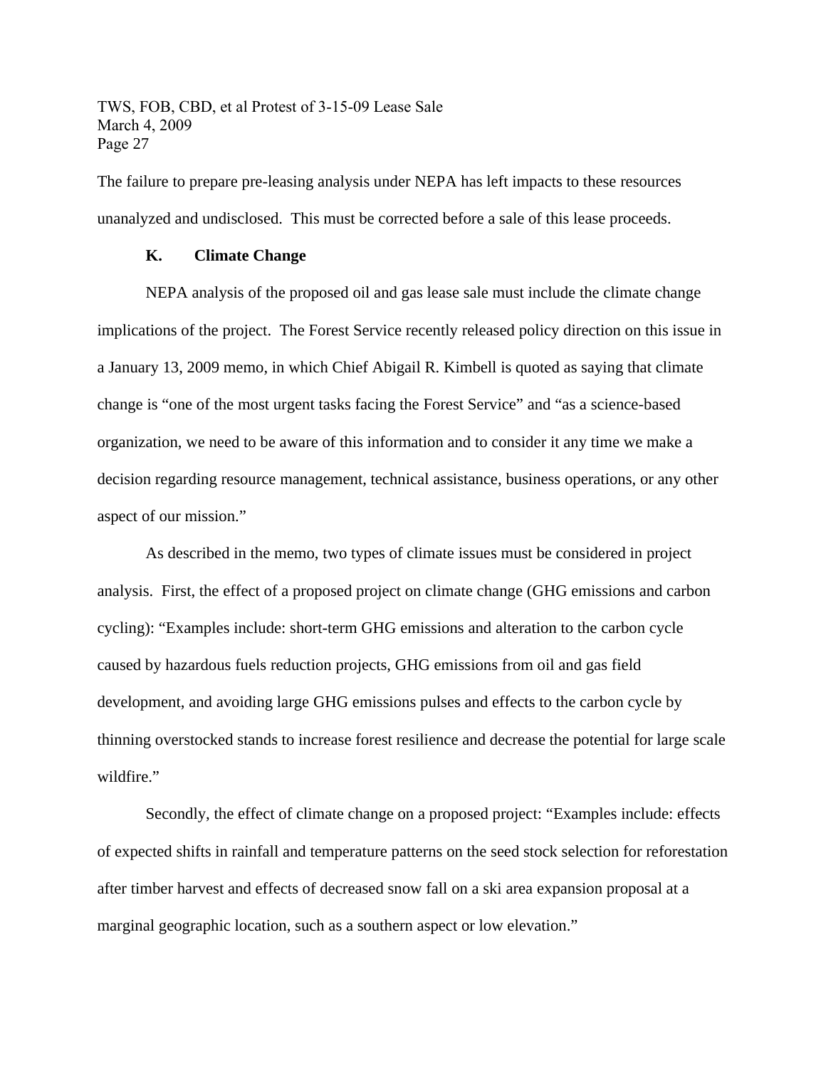The failure to prepare pre-leasing analysis under NEPA has left impacts to these resources unanalyzed and undisclosed. This must be corrected before a sale of this lease proceeds.

**K. Climate Change**

NEPA analysis of the proposed oil and gas lease sale must include the climate change implications of the project. The Forest Service recently released policy direction on this issue in a January 13, 2009 memo, in which Chief Abigail R. Kimbell is quoted as saying that climate change is "one of the most urgent tasks facing the Forest Service" and "as a science-based organization, we need to be aware of this information and to consider it any time we make a decision regarding resource management, technical assistance, business operations, or any other aspect of our mission."

As described in the memo, two types of climate issues must be considered in project analysis. First, the effect of a proposed project on climate change (GHG emissions and carbon cycling): "Examples include: short-term GHG emissions and alteration to the carbon cycle caused by hazardous fuels reduction projects, GHG emissions from oil and gas field development, and avoiding large GHG emissions pulses and effects to the carbon cycle by thinning overstocked stands to increase forest resilience and decrease the potential for large scale wildfire."

Secondly, the effect of climate change on a proposed project: "Examples include: effects of expected shifts in rainfall and temperature patterns on the seed stock selection for reforestation after timber harvest and effects of decreased snow fall on a ski area expansion proposal at a marginal geographic location, such as a southern aspect or low elevation."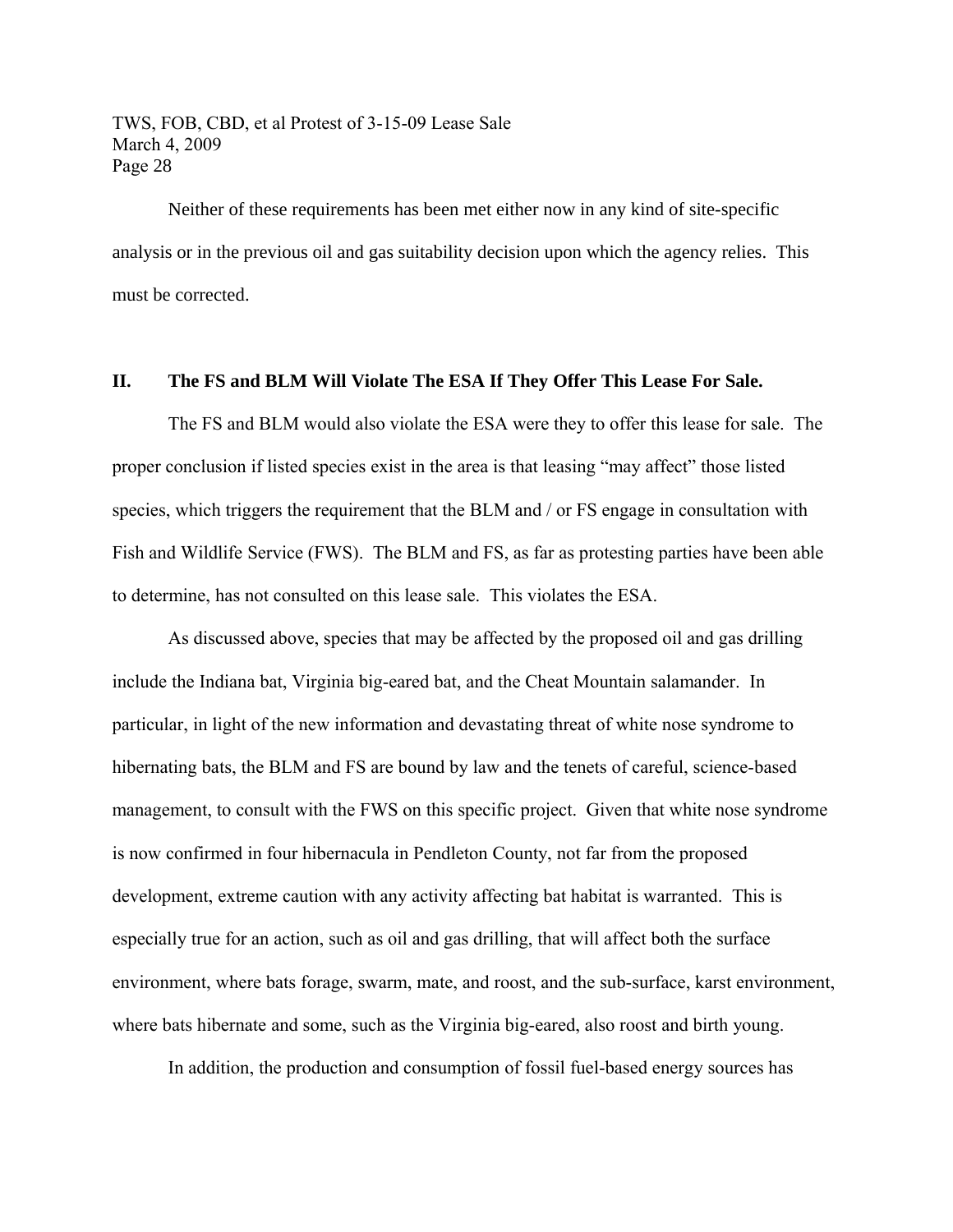Neither of these requirements has been met either now in any kind of site-specific analysis or in the previous oil and gas suitability decision upon which the agency relies. This must be correct.

## II. The FS and BLM Will Violate The ESA If They Offer This Lease For Sale.

The FS and BLM would also violate the ESA were they to offer this lease for sale. The proper conclusion if listed species exist in the area is that leasing "may affect" those listed species, which triggers the requirement that the BLM and / or FS engage in consultation with Fish and Wildlife Service (FWS). The BLM and FS, as far as protesting parties have been able to determine, has not consulted on this lease sale. This violates the ESA.

As discussed above, species that may be affected by the proposed oil and gas drilling include the Indiana bat, Virginia big-eared bat, and the Cheat Mountain salamander. In particular, in light of the new information and devastating threat of white nose syndrome to hibernating bats, the BLM and FS are bound by law and the tenets of careful, science-based management, to consult with the FWS on this specific project. Given that white nose syndrome is now confirmed in four hibernacula in Pendleton County, not far from the proposed development, extreme caution with any activity affecting bat habitat is warranted. This is especially true for an action, such as oil and gas drilling, that will affect both the surface environment, where bats forage, swarm, mate, and roost, and the sub-surface, karst environment, where bats hibernate and some, such as the Virginia big-eared, also roost and birth young.

In addition, the production and consumption of fossil fuel-based energy sources has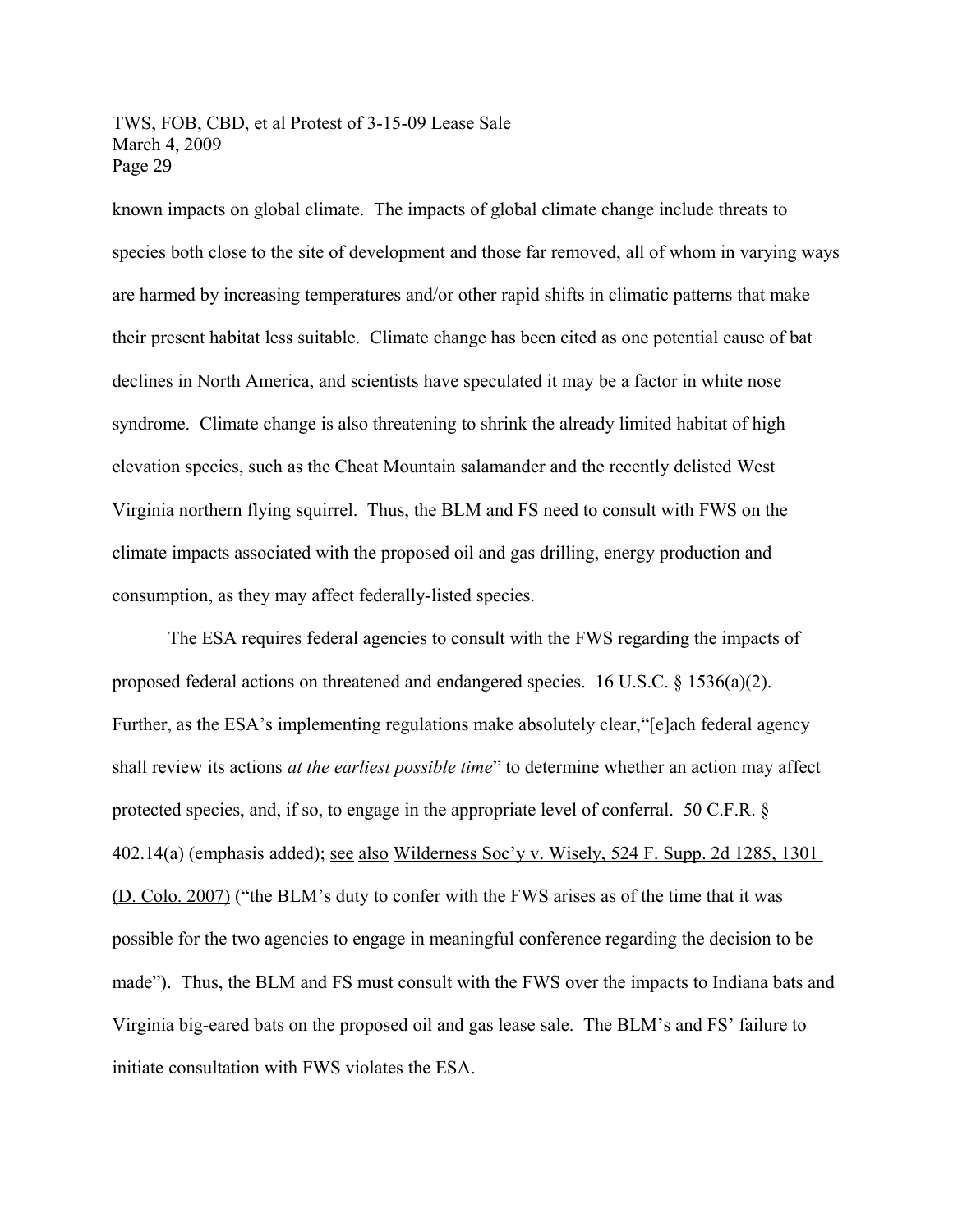known impacts on global climate. The impacts of global climate change include threats to species both close to the site of development and those far removed, all of whom in varying ways are harmed by increasing temperatures and/or other rapid shifts in climatic patterns that make their present habitat less suitable. Climate change has been cited as one potential cause of bat declines in North America, and scientists have speculated it may be a factor in white nose syndrome. Climate change is also threatening to shrink the already limited habitat of high elevation species, such as the Cheat Mountain salamander and the recently delisted West Virginia northern flying squirrel. Thus, the BLM and FS need to consult with FWS on the climate impacts associated with the proposed oil and gas drilling, energy production and consumption, as they may affect federally-listed species.

The ESA requires federal agencies to consult with the FWS regarding the impacts of proposed federal actions on threatened and endangered species. 16 U.S.C. § 1536(a)(2). Further, as the ESA's implementing regulations make absolutely clear,"[e]ach federal agency shall review its actions *at the earliest possible time*" to determine whether an action may affect protected species, and, if so, to engage in the appropriate level of conferral. 50 C.F.R. § 402.14(a) (emphasis added); see also Wilderness Soc'y v. Wisely, 524 F. Supp. 2d 1285, 1301 (D. Colo. 2007) ("the BLM's duty to confer with the FWS arises as of the time that it was possible for the two agencies to engage in meaningful conference regarding the decision to be made"). Thus, the BLM and FS must consult with the FWS over the impacts to Indiana bats and Virginia big-eared bats on the proposed oil and gas lease sale. The BLM's and FS' failure to initiate consultation with FWS violates the ESA.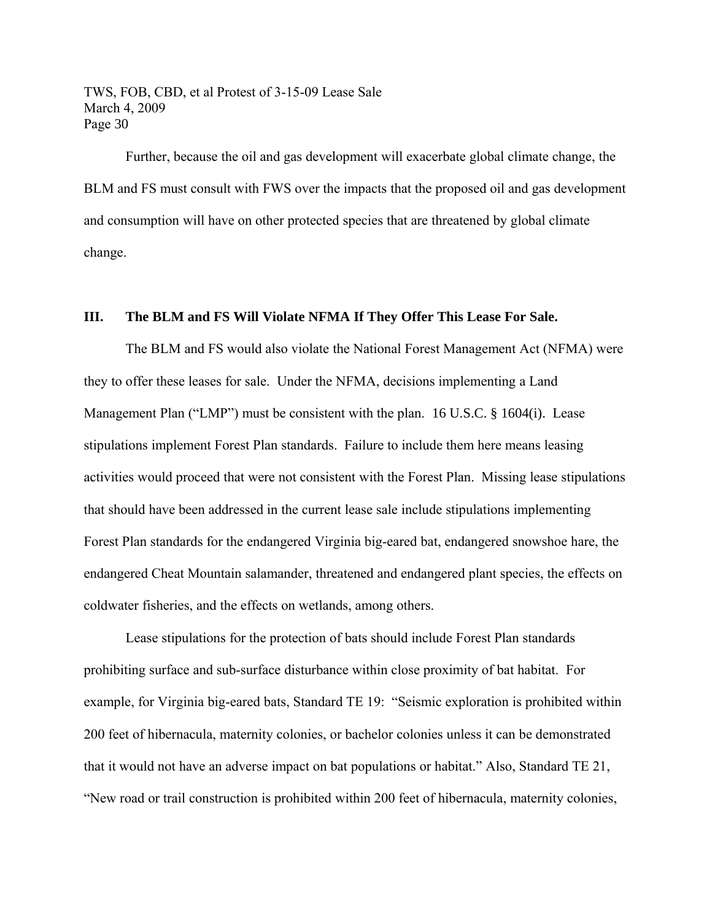Further, because the oil and gas development will exacerbate global climate change, the BLM and FS must consult with FWS over the impacts that the proposed oil and gas development and consumption will have on other protected species that are threatened by global climate change.

## III. The BLM and FS Will Violate NFMA If They Offer This Lease For Sale.

The BLM and FS would also violate the National Forest Management Act (NFMA) were they to offer these leases for sale. Under the NFMA, decisions implementing a Land Management Plan ("LMP") must be consistent with the plan. 16 U.S.C. § 1604(i). Lease stipulations implement Forest Plan standards. Failure to include them here means leasing activities would proceed that were not consistent with the Forest Plan. Missing lease stipulations that should have been addressed in the current lease sale include stipulations implementing Forest Plan standards for the endangered Virginia big-eared bat, endangered snowshoe hare, the endangered Cheat Mountain salamander, threatened and endangered plant species, the effects on coldwater fisheries, and the effects on wetlands, among others.

Lease stipulations for the protection of bats should include Forest Plan standards prohibiting surface and sub-surface disturbance within close proximity of bat habitat. For example, for Virginia big-eared bats, Standard TE 19: "Seismic exploration is prohibited within 200 feet of hibernacula, maternity colonies, or bachelor colonies unless it can be demonstrated that it would not have an adverse impact on bat populations or habitat." Also, Standard TE 21, "New road or trail construction is prohibited within 200 feet of hibernacula, maternity colonies,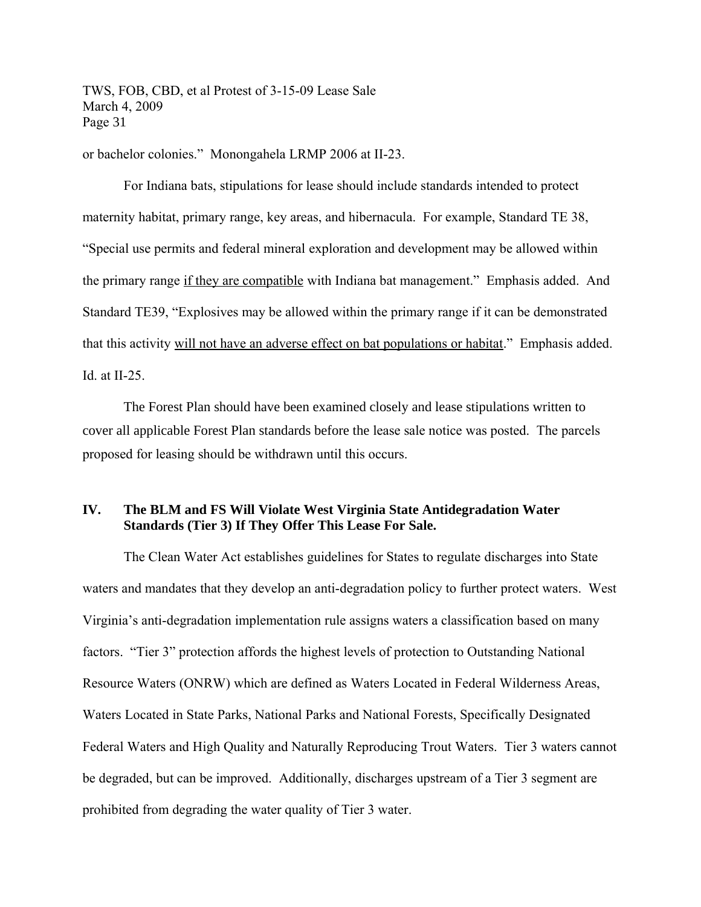or bachelor colonies." Monongahela LRMP 2006 at II-23.

For Indiana bats, stipulations for lease should include standards intended to protect maternity habitat, primary range, key areas, and hibernacula. For example, Standard TE 38, "Special use permits and federal mineral exploration and development may be allowed within the primary range <u>if they are compatible</u> with Indiana bat management." Emphasis added. And Standard TE39, "Explosives may be allowed within the primary range if it can be demonstrated that this activity <u>will not have an adverse effect on bat populations or habitat</u>." Emphasis added. Id. at II-25.

The Forest Plan should have been examined closely and lease stipulations written to cover all applicable Forest Plan standards before the lease sale notice was posted. The parcels proposed for leasing should be withdrawn until this occurs.

## IV. The BLM and FS Will Violate West Virginia State Antidegradation Water Standards (Tier 3) If They Offer This Lease For Sale.

The Clean Water Act establishes guidelines for States to regulate discharges into State waters and mandates that they develop an anti-degradation policy to further protect waters. West Virginia's anti-degradation implementation rule assigns waters a classification based on many factors. "Tier 3" protection affords the highest levels of protection to Outstanding National Resource Waters (ONRW) which are defined as Waters Located in Federal Wilderness Areas, Waters Located in State Parks, National Parks and National Forests, Specifically Designated Federal Waters and High Quality and Naturally Reproducing Trout Waters. Tier 3 waters cannot be degraded, but can be improved. Additionally, discharges upstream of a Tier 3 segment are prohibited from degrading the water quality of Tier 3 water.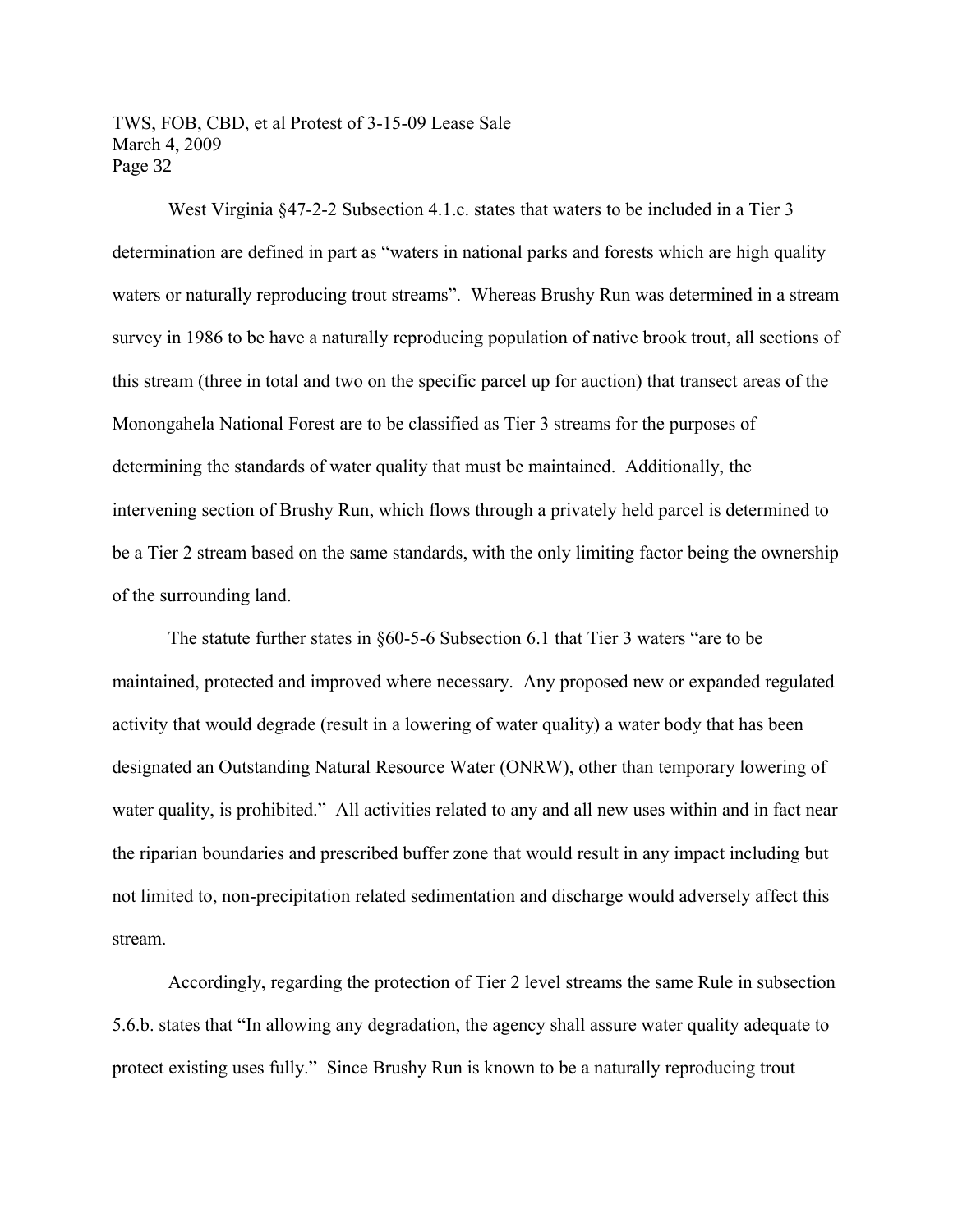West Virginia §47-2-2 Subsection 4.1.c. states that waters to be included in a Tier 3 determination are defined in part as "waters in national parks and forests which are high quality waters or naturally reproducing trout streams". Whereas Brushy Run was determined in a stream survey in 1986 to be have a naturally reproducing population of native brook trout, all sections of this stream (three in total and two on the specific parcel up for auction) that transect areas of the Monongahela National Forest are to be classified as Tier 3 streams for the purposes of determining the standards of water quality that must be maintained. Additionally, the intervening section of Brushy Run, which flows through a privately held parcel is determined to be a Tier 2 stream based on the same standards, with the only limiting factor being the ownership of the surrounding land.

The statute further states in §60-5-6 Subsection 6.1 that Tier 3 waters "are to be maintained, protected and improved where necessary. Any proposed new or expanded regulated activity that would degrade (result in a lowering of water quality) a water body that has been designated an Outstanding Natural Resource Water (ONRW), other than temporary lowering of water quality, is prohibited." All activities related to any and all new uses within and in fact near the riparian boundaries and prescribed buffer zone that would result in any impact including but not limited to, non-precipitation related sedimentation and discharge would adversely affect this stream.

Accordingly, regarding the protection of Tier 2 level streams the same Rule in subsection 5.6.b. states that "In allowing any degradation, the agency shall assure water quality adequate to protect existing uses fully." Since Brushy Run is known to be a naturally reproducing trout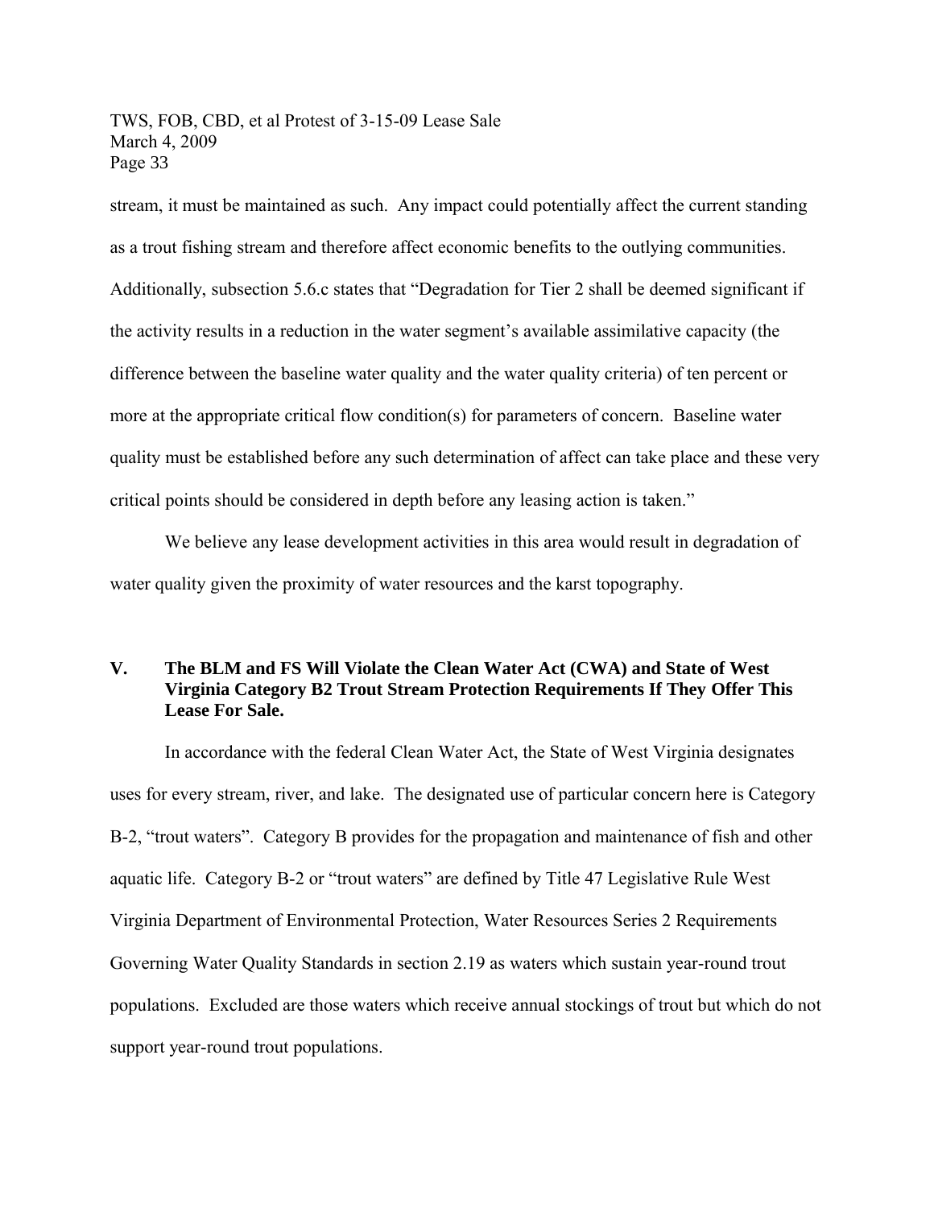stream, it must be maintained as such. Any impact could potentially affect the current standing as a trout fishing stream and therefore affect economic benefits to the outlying communities. Additionally, subsection 5.6.c states that "Degradation for Tier 2 shall be deemed significant if the activity results in a reduction in the water segment's available assimilative capacity (the difference between the baseline water quality and the water quality criteria) of ten percent or more at the appropriate critical flow condition(s) for parameters of concern. Baseline water quality must be established before any such determination of affect can take place and these very critical points should be considered in depth before any leasing action is taken."

We believe any lease development activities in this area would result in degradation of water quality given the proximity of water resources and the karst topography.

## V. The BLM and FS Will Violate the Clean Water Act (CWA) and State of West Virginia Category B2 Trout Stream Protection Requirements If They Offer This Lease For Sale.

In accordance with the federal Clean Water Act, the State of West Virginia designates uses for every stream, river, and lake. The designated use of particular concern here is Category B-2, "trout waters". Category B provides for the propagation and maintenance of fish and other aquatic life. Category B-2 or "trout waters" are defined by Title 47 Legislative Rule West Virginia Department of Environmental Protection, Water Resources Series 2 Requirements Governing Water Quality Standards in section 2.19 as waters which sustain year-round trout populations. Excluded are those waters which receive annual stockings of trout but which do not support year-round trout populations.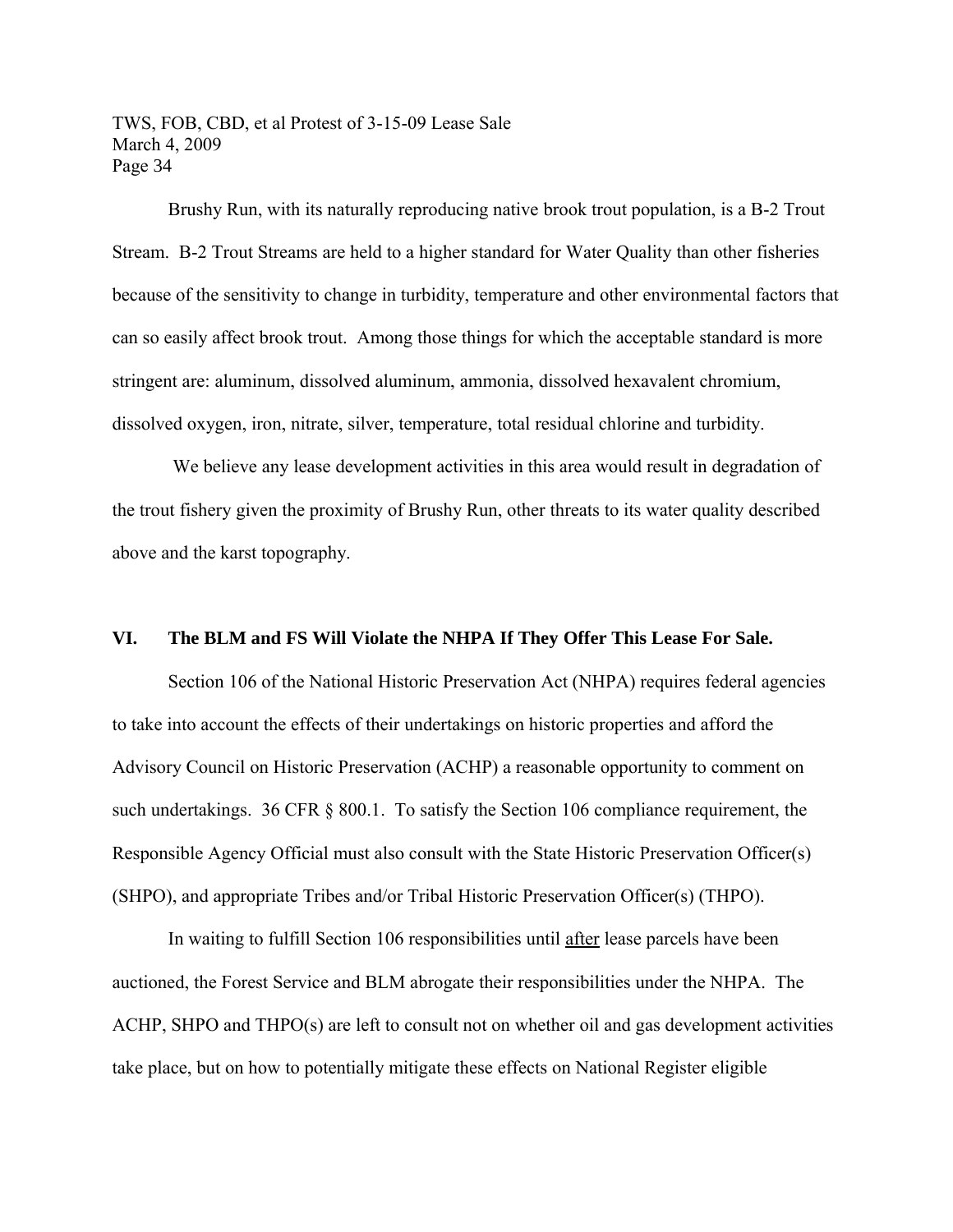Brushy Run, with its naturally reproducing native brook trout population, is a B-2 Trout Stream. B-2 Trout Streams are held to a higher standard for Water Quality than other fisheries because of the sensitivity to change in turbidity, temperature and other environmental factors that can so easily affect brook trout. Among those things for which the acceptable standard is more stringent are: aluminum, dissolved aluminum, ammonia, dissolved hexavalent chromium, dissolved oxygen, iron, nitrate, silver, temperature, total residual chlorine and turbidity.

We believe any lease development activities in this area would result in degradation of the trout fishery given the proximity of Brushy Run, other threats to its water quality described above and the karst topography.

## VI. The BLM and FS Will Violate the NHPA If They Offer This Lease For Sale.

Section 106 of the National Historic Preservation Act (NHPA) requires federal agencies to take into account the effects of their undertakings on historic properties and afford the Advisory Council on Historic Preservation (ACHP) a reasonable opportunity to comment on such undertakings. 36 CFR § 800.1. To satisfy the Section 106 compliance requirement, the Responsible Agency Official must also consult with the State Historic Preservation Officer(s) (SHPO), and appropriate Tribes and/or Tribal Historic Preservation Officer(s) (THPO).

In waiting to fulfill Section 106 responsibilities until after lease parcels have been auctioned, the Forest Service and BLM abrogate their responsibilities under the NHPA. The ACHP, SHPO and THPO(s) are left to consult not on whether oil and gas development activities take place, but on how to potentially mitigate these effects on National Register eligible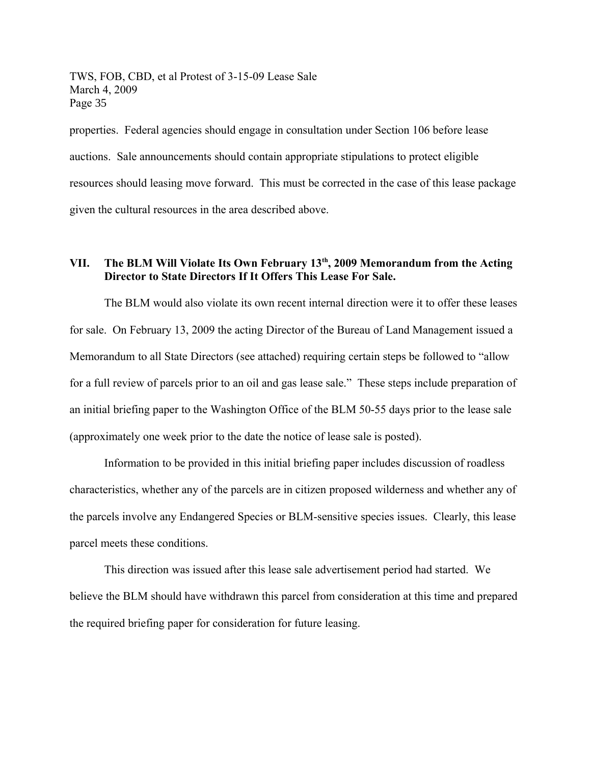properties. Federal agencies should engage in consultation under Section 106 before lease auctions. Sale announcements should contain appropriate stipulations to protect eligible resources should leasing move forward. This must be corrected in the case of this lease package given the cultural resources in the area described above.

## VII. The BLM Will Violate Its Own February 13th, 2009 Memorandum from the Acting Director to State Directors If It Offers This Lease For Sale.

The BLM would also violate its own recent internal direction were it to offer these leases for sale. On February 13, 2009 the acting Director of the Bureau of Land Management issued a Memorandum to all State Directors (see attached) requiring certain steps be followed to "allow for a full review of parcels prior to an oil and gas lease sale." These steps include preparation of an initial briefing paper to the Washington Office of the BLM 50-55 days prior to the lease sale (approximately one week prior to the date the notice of lease sale is posted).

Information to be provided in this initial briefing paper includes discussion of roadless characteristics, whether any of the parcels are in citizen proposed wilderness and whether any of the parcels involve any Endangered Species or BLM-sensitive species issues. Clearly, this lease parcel meets these conditions.

This direction was issued after this lease sale advertisement period had started. We believe the BLM should have withdrawn this parcel from consideration at this time and prepared the required briefing paper for consideration for future leasing.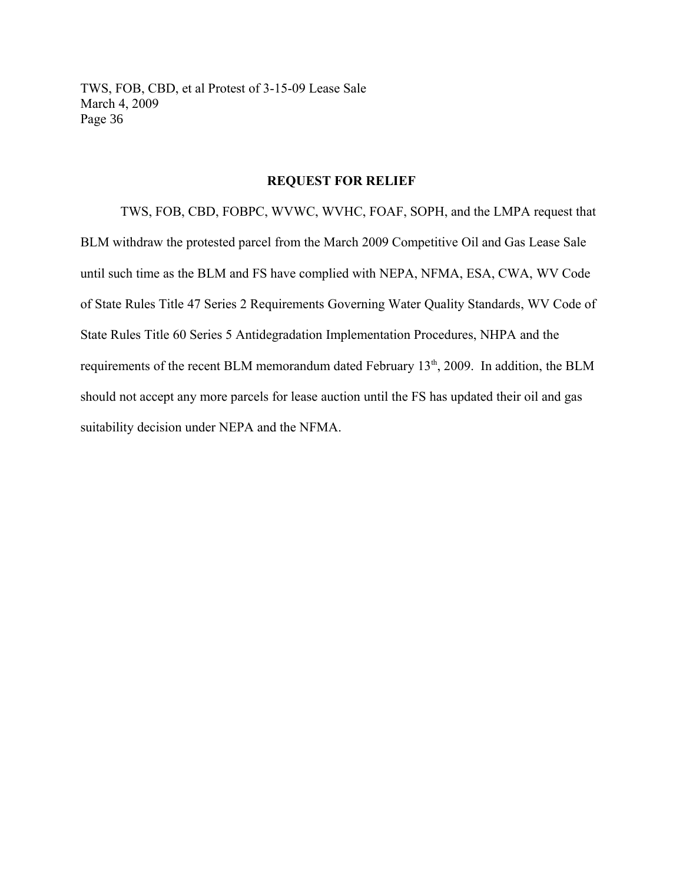## REQUEST FOR RELIEF

TWS, FOB, CBD, FOBPC, WVWC, WVHC, FOAF, SOPH, and the LMPA request that BLM withdraw the protested parcel from the March 2009 Competitive Oil and Gas Lease Sale until such time as the BLM and FS have complied with NEPA, NFMA, ESA, CWA, WV Code of State Rules Title 47 Series 2 Requirements Governing Water Quality Standards, WV Code of State Rules Title 60 Series 5 Antidegradation Implementation Procedures, NHPA and the requirements of the recent BLM memorandum dated February 13th, 2009. In addition, the BLM should not accept any more parcels for lease auction until the FS has updated their oil and gas suitability decision under NEPA and the NFMA.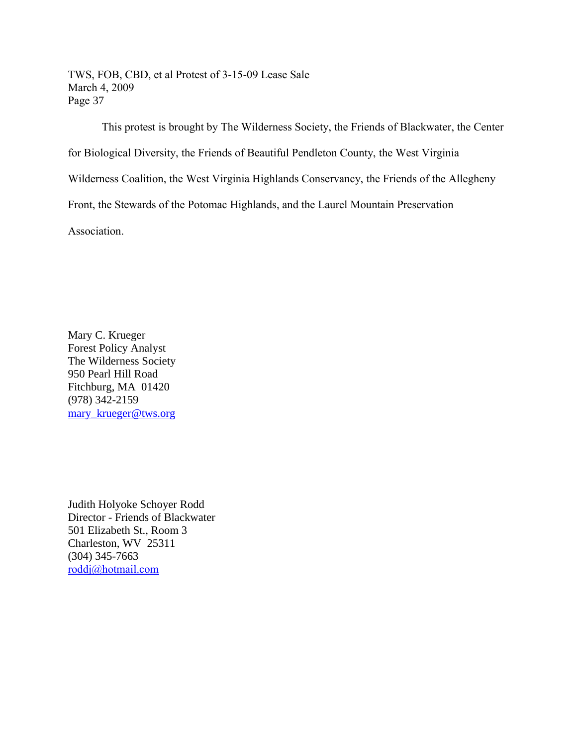This protest is brought by The Wilderness Society, the Friends of Blackwater, the Center for Biological Diversity, the Friends of Beautiful Pendleton County, the West Virginia Wilderness Coalition, the West Virginia Highlands Conservancy, the Friends of the Allegheny Front, the Stewards of the Potomac Highlands, and the Laurel Mountain Preservation Association.

Mary C. Krueger  
Forest Policy Analyst  
The Wilderness Society  
950 Pearl Hill Road  
Fitchburg, MA 01420  
(978) 342-2159  
mary_krueger@tws.org

Judith Holyoke Schoyer Rodd  
Director - Friends of Blackwater  
501 Elizabeth St., Room 3  
Charleston, WV 25311  
(304) 345-7663  
roddj@hotmail.com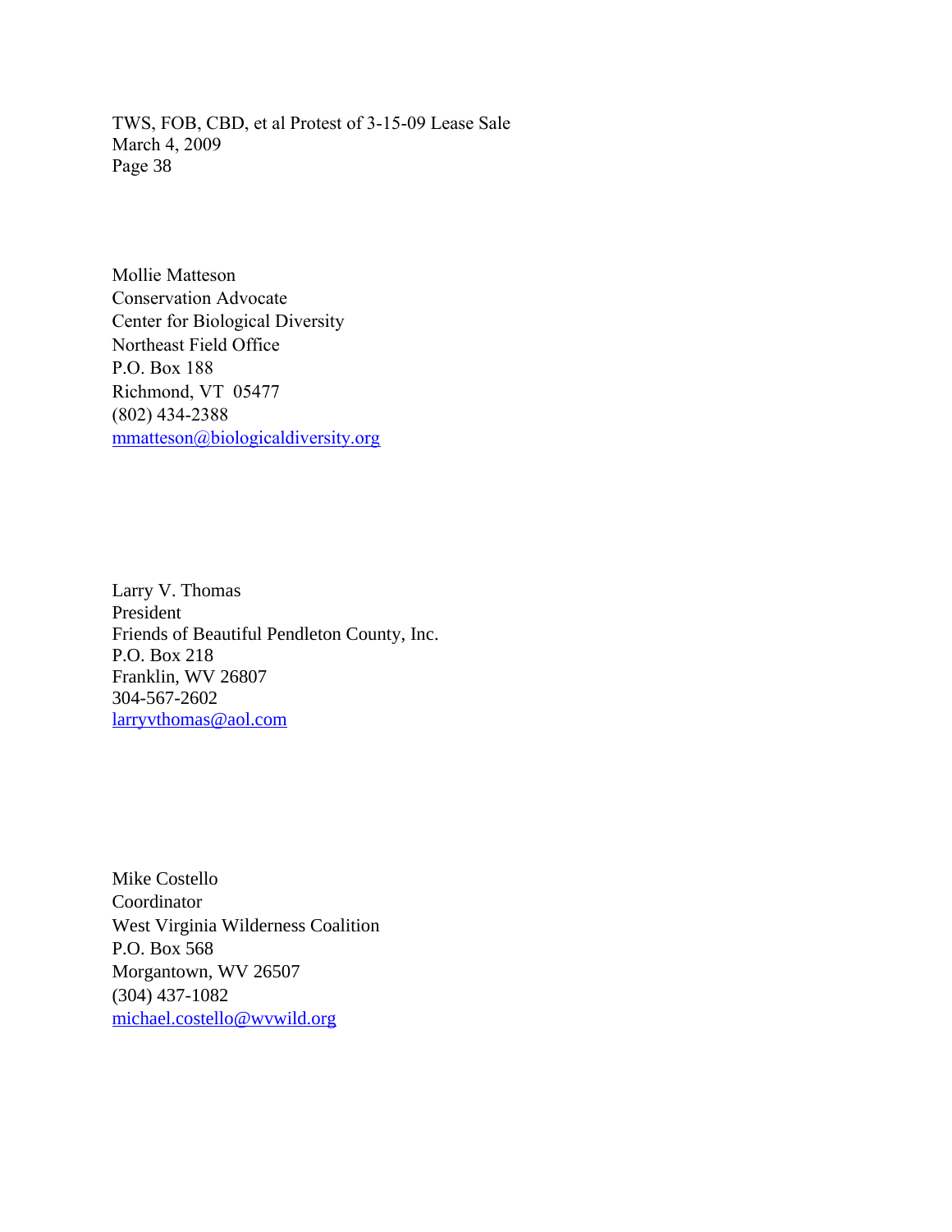Mollie Matteson  
Conservation Advocate  
Center for Biological Diversity  
Northeast Field Office  
P.O. Box 188  
Richmond, VT 05477  
(802) 434-2388  
mmatteson@biologicaldiversity.org

Larry V. Thomas  
President  
Friends of Beautiful Pendleton County, Inc.  
P.O. Box 218  
Franklin, WV 26807  
304-567-2602  
larryvthomas@aol.com

Mike Costello  
Coordinator  
West Virginia Wilderness Coalition  
P.O. Box 568  
Morgantown, WV 26507  
(304) 437-1082  
michael.costello@wvwild.org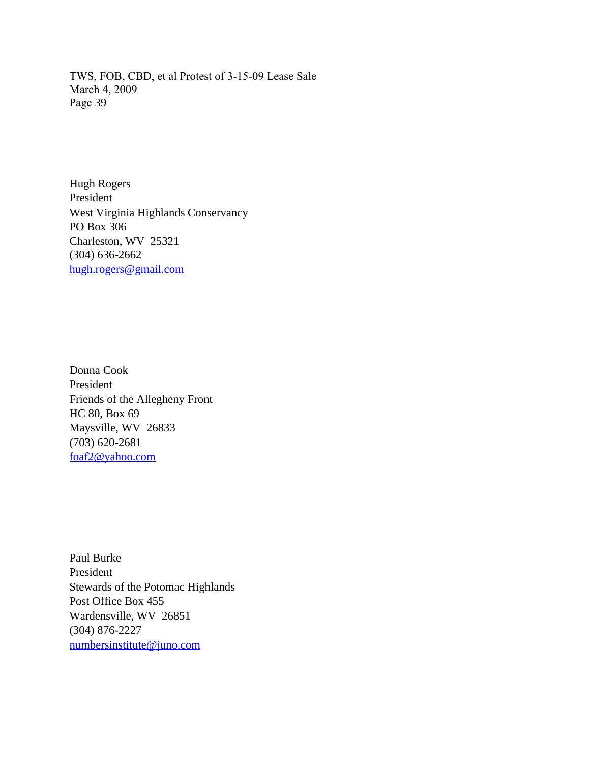Hugh Rogers
President
West Virginia Highlands Conservancy
PO Box 306
Charleston, WV 25321
(304) 636-2662
hugh.rogers@gmail.com

Donna Cook
President
Friends of the Allegheny Front
HC 80, Box 69
Maysville, WV 26833
(703) 620-2681
foaf2@yahoo.com

Paul Burke
President
Stewards of the Potomac Highlands
Post Office Box 455
Wardensville, WV 26851
(304) 876-2227
numbersinstitute@juno.com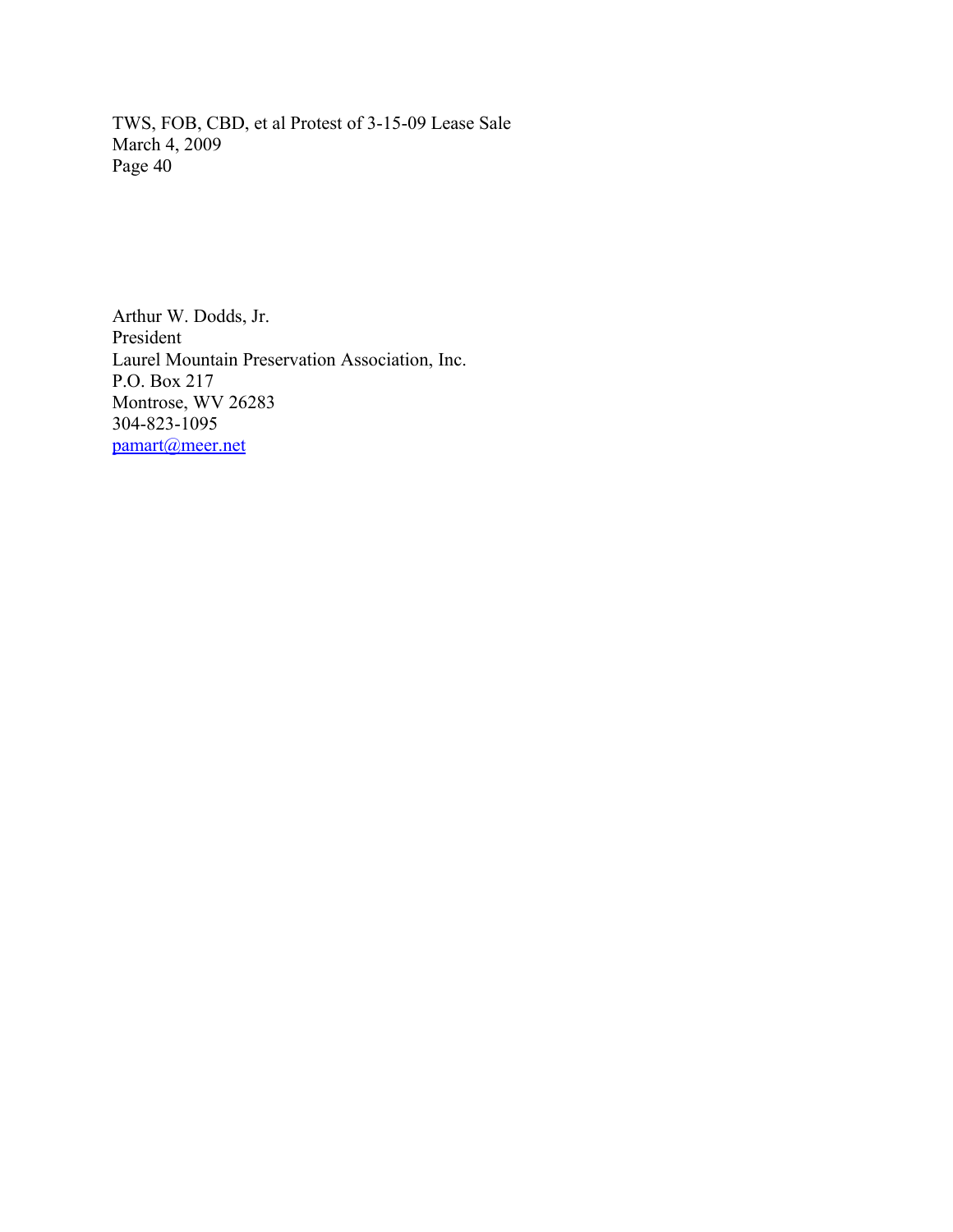Arthur W. Dodds, Jr.
President
Laurel Mountain Preservation Association, Inc.
P.O. Box 217
Montrose, WV 26283
304-823-1095
pamart@meer.net